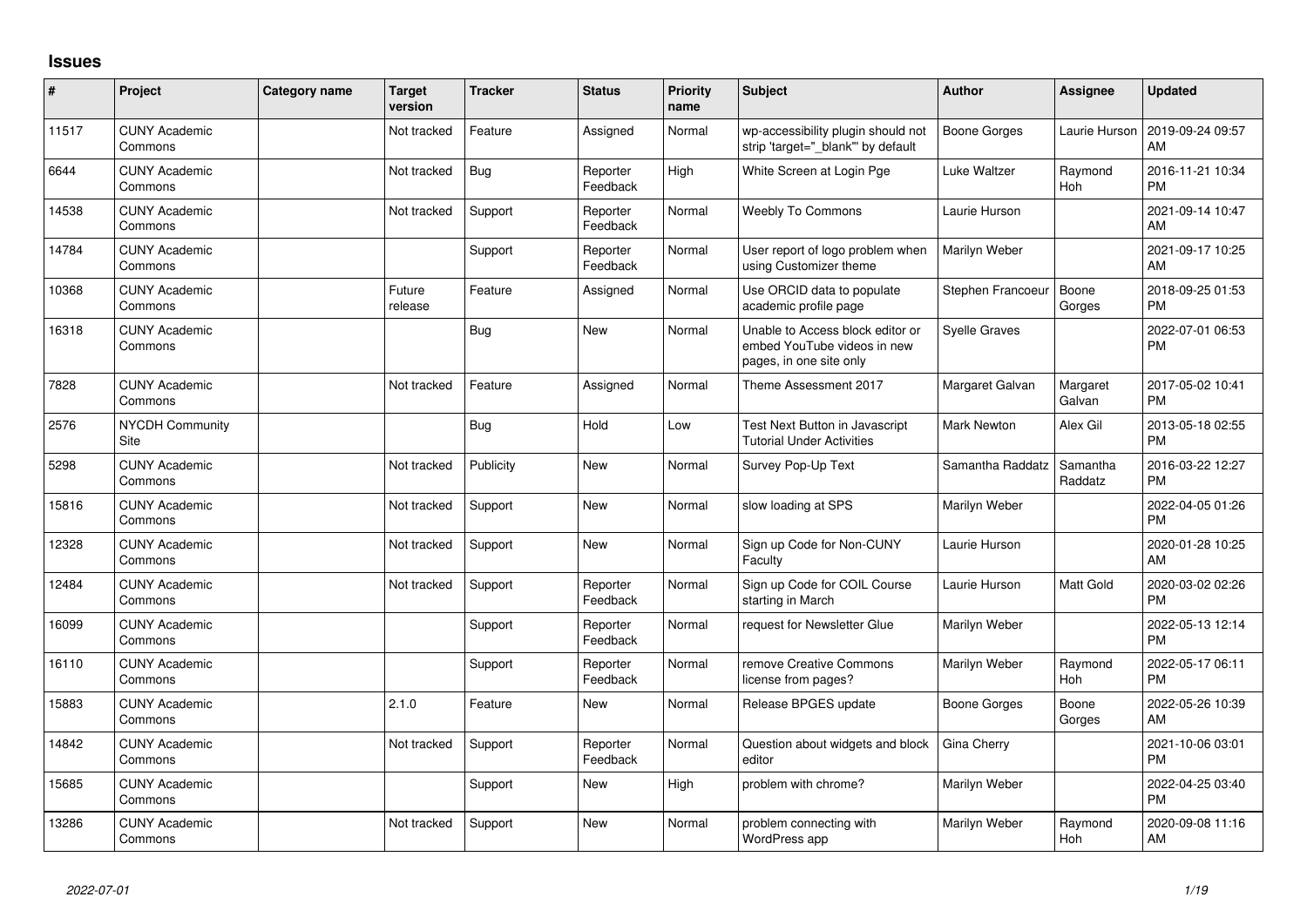## Issues

| # | Project | Category name | Target version | Tracker | Status | Priority name | Subject | Author | Assignee | Updated |
|---|---|---|---|---|---|---|---|---|---|---|
| 11517 | CUNY Academic Commons | | Not tracked | Feature | Assigned | Normal | wp-accessibility plugin should not strip 'target="_blank"' by default | Boone Gorges | Laurie Hurson | 2019-09-24 09:57 AM |
| 6644 | CUNY Academic Commons | | Not tracked | Bug | Reporter Feedback | High | White Screen at Login Pge | Luke Waltzer | Raymond Hoh | 2016-11-21 10:34 PM |
| 14538 | CUNY Academic Commons | | Not tracked | Support | Reporter Feedback | Normal | Weebly To Commons | Laurie Hurson | | 2021-09-14 10:47 AM |
| 14784 | CUNY Academic Commons | | | Support | Reporter Feedback | Normal | User report of logo problem when using Customizer theme | Marilyn Weber | | 2021-09-17 10:25 AM |
| 10368 | CUNY Academic Commons | | Future release | Feature | Assigned | Normal | Use ORCID data to populate academic profile page | Stephen Francoeur | Boone Gorges | 2018-09-25 01:53 PM |
| 16318 | CUNY Academic Commons | | | Bug | New | Normal | Unable to Access block editor or embed YouTube videos in new pages, in one site only | Syelle Graves | | 2022-07-01 06:53 PM |
| 7828 | CUNY Academic Commons | | Not tracked | Feature | Assigned | Normal | Theme Assessment 2017 | Margaret Galvan | Margaret Galvan | 2017-05-02 10:41 PM |
| 2576 | NYCDH Community Site | | | Bug | Hold | Low | Test Next Button in Javascript Tutorial Under Activities | Mark Newton | Alex Gil | 2013-05-18 02:55 PM |
| 5298 | CUNY Academic Commons | | Not tracked | Publicity | New | Normal | Survey Pop-Up Text | Samantha Raddatz | Samantha Raddatz | 2016-03-22 12:27 PM |
| 15816 | CUNY Academic Commons | | Not tracked | Support | New | Normal | slow loading at SPS | Marilyn Weber | | 2022-04-05 01:26 PM |
| 12328 | CUNY Academic Commons | | Not tracked | Support | New | Normal | Sign up Code for Non-CUNY Faculty | Laurie Hurson | | 2020-01-28 10:25 AM |
| 12484 | CUNY Academic Commons | | Not tracked | Support | Reporter Feedback | Normal | Sign up Code for COIL Course starting in March | Laurie Hurson | Matt Gold | 2020-03-02 02:26 PM |
| 16099 | CUNY Academic Commons | | | Support | Reporter Feedback | Normal | request for Newsletter Glue | Marilyn Weber | | 2022-05-13 12:14 PM |
| 16110 | CUNY Academic Commons | | | Support | Reporter Feedback | Normal | remove Creative Commons license from pages? | Marilyn Weber | Raymond Hoh | 2022-05-17 06:11 PM |
| 15883 | CUNY Academic Commons | | 2.1.0 | Feature | New | Normal | Release BPGES update | Boone Gorges | Boone Gorges | 2022-05-26 10:39 AM |
| 14842 | CUNY Academic Commons | | Not tracked | Support | Reporter Feedback | Normal | Question about widgets and block editor | Gina Cherry | | 2021-10-06 03:01 PM |
| 15685 | CUNY Academic Commons | | | Support | New | High | problem with chrome? | Marilyn Weber | | 2022-04-25 03:40 PM |
| 13286 | CUNY Academic Commons | | Not tracked | Support | New | Normal | problem connecting with WordPress app | Marilyn Weber | Raymond Hoh | 2020-09-08 11:16 AM |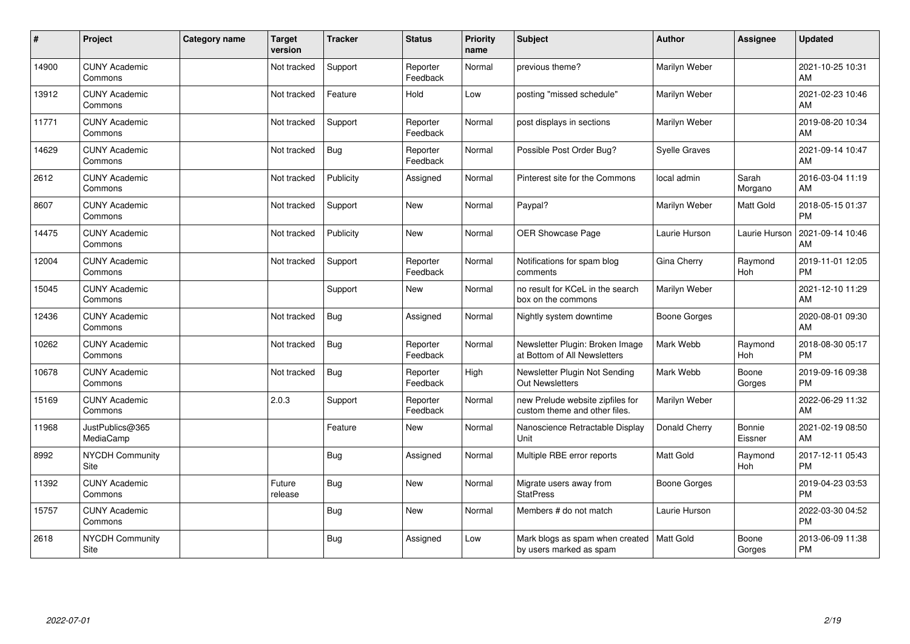| # | Project | Category name | Target version | Tracker | Status | Priority name | Subject | Author | Assignee | Updated |
|---|---|---|---|---|---|---|---|---|---|---|
| 14900 | CUNY Academic Commons | | Not tracked | Support | Reporter Feedback | Normal | previous theme? | Marilyn Weber | | 2021-10-25 10:31 AM |
| 13912 | CUNY Academic Commons | | Not tracked | Feature | Hold | Low | posting "missed schedule" | Marilyn Weber | | 2021-02-23 10:46 AM |
| 11771 | CUNY Academic Commons | | Not tracked | Support | Reporter Feedback | Normal | post displays in sections | Marilyn Weber | | 2019-08-20 10:34 AM |
| 14629 | CUNY Academic Commons | | Not tracked | Bug | Reporter Feedback | Normal | Possible Post Order Bug? | Syelle Graves | | 2021-09-14 10:47 AM |
| 2612 | CUNY Academic Commons | | Not tracked | Publicity | Assigned | Normal | Pinterest site for the Commons | local admin | Sarah Morgano | 2016-03-04 11:19 AM |
| 8607 | CUNY Academic Commons | | Not tracked | Support | New | Normal | Paypal? | Marilyn Weber | Matt Gold | 2018-05-15 01:37 PM |
| 14475 | CUNY Academic Commons | | Not tracked | Publicity | New | Normal | OER Showcase Page | Laurie Hurson | Laurie Hurson | 2021-09-14 10:46 AM |
| 12004 | CUNY Academic Commons | | Not tracked | Support | Reporter Feedback | Normal | Notifications for spam blog comments | Gina Cherry | Raymond Hoh | 2019-11-01 12:05 PM |
| 15045 | CUNY Academic Commons | | | Support | New | Normal | no result for KCeL in the search box on the commons | Marilyn Weber | | 2021-12-10 11:29 AM |
| 12436 | CUNY Academic Commons | | Not tracked | Bug | Assigned | Normal | Nightly system downtime | Boone Gorges | | 2020-08-01 09:30 AM |
| 10262 | CUNY Academic Commons | | Not tracked | Bug | Reporter Feedback | Normal | Newsletter Plugin: Broken Image at Bottom of All Newsletters | Mark Webb | Raymond Hoh | 2018-08-30 05:17 PM |
| 10678 | CUNY Academic Commons | | Not tracked | Bug | Reporter Feedback | High | Newsletter Plugin Not Sending Out Newsletters | Mark Webb | Boone Gorges | 2019-09-16 09:38 PM |
| 15169 | CUNY Academic Commons | | 2.0.3 | Support | Reporter Feedback | Normal | new Prelude website zipfiles for custom theme and other files. | Marilyn Weber | | 2022-06-29 11:32 AM |
| 11968 | JustPublics@365 MediaCamp | | | Feature | New | Normal | Nanoscience Retractable Display Unit | Donald Cherry | Bonnie Eissner | 2021-02-19 08:50 AM |
| 8992 | NYCDH Community Site | | | Bug | Assigned | Normal | Multiple RBE error reports | Matt Gold | Raymond Hoh | 2017-12-11 05:43 PM |
| 11392 | CUNY Academic Commons | | Future release | Bug | New | Normal | Migrate users away from StatPress | Boone Gorges | | 2019-04-23 03:53 PM |
| 15757 | CUNY Academic Commons | | | Bug | New | Normal | Members # do not match | Laurie Hurson | | 2022-03-30 04:52 PM |
| 2618 | NYCDH Community Site | | | Bug | Assigned | Low | Mark blogs as spam when created by users marked as spam | Matt Gold | Boone Gorges | 2013-06-09 11:38 PM |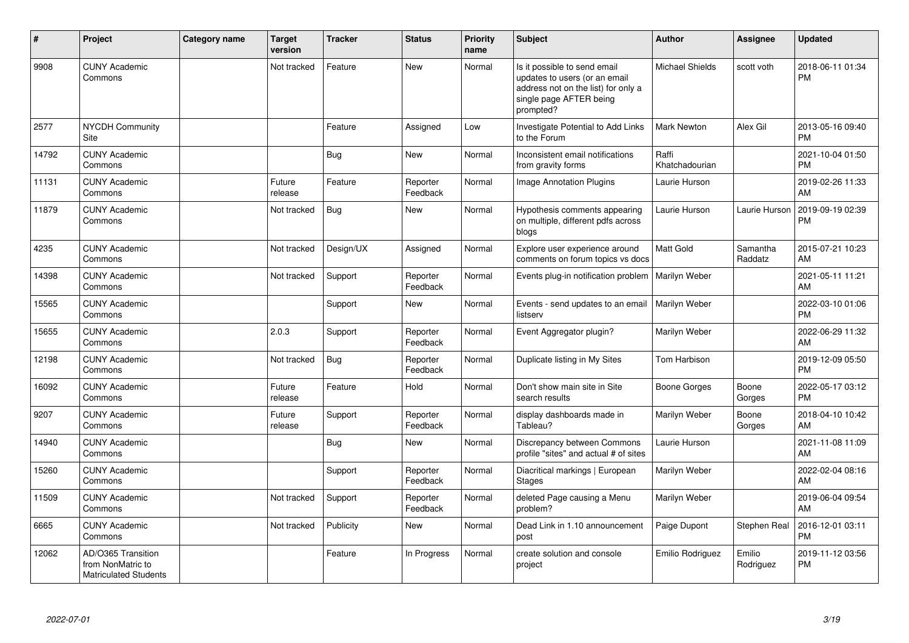| # | Project | Category name | Target version | Tracker | Status | Priority name | Subject | Author | Assignee | Updated |
|---|---|---|---|---|---|---|---|---|---|---|
| 9908 | CUNY Academic Commons | | Not tracked | Feature | New | Normal | Is it possible to send email updates to users (or an email address not on the list) for only a single page AFTER being prompted? | Michael Shields | scott voth | 2018-06-11 01:34 PM |
| 2577 | NYCDH Community Site | | | Feature | Assigned | Low | Investigate Potential to Add Links to the Forum | Mark Newton | Alex Gil | 2013-05-16 09:40 PM |
| 14792 | CUNY Academic Commons | | | Bug | New | Normal | Inconsistent email notifications from gravity forms | Raffi Khatchadourian | | 2021-10-04 01:50 PM |
| 11131 | CUNY Academic Commons | | Future release | Feature | Reporter Feedback | Normal | Image Annotation Plugins | Laurie Hurson | | 2019-02-26 11:33 AM |
| 11879 | CUNY Academic Commons | | Not tracked | Bug | New | Normal | Hypothesis comments appearing on multiple, different pdfs across blogs | Laurie Hurson | Laurie Hurson | 2019-09-19 02:39 PM |
| 4235 | CUNY Academic Commons | | Not tracked | Design/UX | Assigned | Normal | Explore user experience around comments on forum topics vs docs | Matt Gold | Samantha Raddatz | 2015-07-21 10:23 AM |
| 14398 | CUNY Academic Commons | | Not tracked | Support | Reporter Feedback | Normal | Events plug-in notification problem | Marilyn Weber | | 2021-05-11 11:21 AM |
| 15565 | CUNY Academic Commons | | | Support | New | Normal | Events - send updates to an email listserv | Marilyn Weber | | 2022-03-10 01:06 PM |
| 15655 | CUNY Academic Commons | | 2.0.3 | Support | Reporter Feedback | Normal | Event Aggregator plugin? | Marilyn Weber | | 2022-06-29 11:32 AM |
| 12198 | CUNY Academic Commons | | Not tracked | Bug | Reporter Feedback | Normal | Duplicate listing in My Sites | Tom Harbison | | 2019-12-09 05:50 PM |
| 16092 | CUNY Academic Commons | | Future release | Feature | Hold | Normal | Don't show main site in Site search results | Boone Gorges | Boone Gorges | 2022-05-17 03:12 PM |
| 9207 | CUNY Academic Commons | | Future release | Support | Reporter Feedback | Normal | display dashboards made in Tableau? | Marilyn Weber | Boone Gorges | 2018-04-10 10:42 AM |
| 14940 | CUNY Academic Commons | | | Bug | New | Normal | Discrepancy between Commons profile "sites" and actual # of sites | Laurie Hurson | | 2021-11-08 11:09 AM |
| 15260 | CUNY Academic Commons | | | Support | Reporter Feedback | Normal | Diacritical markings \| European Stages | Marilyn Weber | | 2022-02-04 08:16 AM |
| 11509 | CUNY Academic Commons | | Not tracked | Support | Reporter Feedback | Normal | deleted Page causing a Menu problem? | Marilyn Weber | | 2019-06-04 09:54 AM |
| 6665 | CUNY Academic Commons | | Not tracked | Publicity | New | Normal | Dead Link in 1.10 announcement post | Paige Dupont | Stephen Real | 2016-12-01 03:11 PM |
| 12062 | AD/O365 Transition from NonMatric to Matriculated Students | | | Feature | In Progress | Normal | create solution and console project | Emilio Rodriguez | Emilio Rodriguez | 2019-11-12 03:56 PM |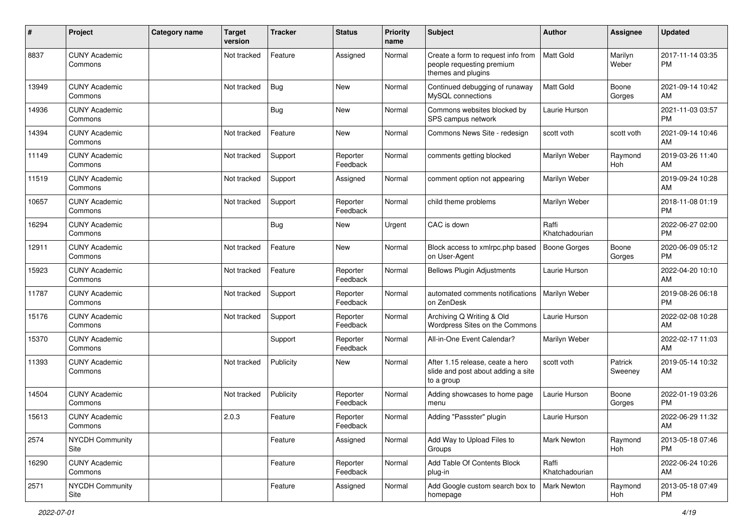| # | Project | Category name | Target version | Tracker | Status | Priority name | Subject | Author | Assignee | Updated |
|---|---|---|---|---|---|---|---|---|---|---|
| 8837 | CUNY Academic Commons | | Not tracked | Feature | Assigned | Normal | Create a form to request info from people requesting premium themes and plugins | Matt Gold | Marilyn Weber | 2017-11-14 03:35 PM |
| 13949 | CUNY Academic Commons | | Not tracked | Bug | New | Normal | Continued debugging of runaway MySQL connections | Matt Gold | Boone Gorges | 2021-09-14 10:42 AM |
| 14936 | CUNY Academic Commons | | | Bug | New | Normal | Commons websites blocked by SPS campus network | Laurie Hurson | | 2021-11-03 03:57 PM |
| 14394 | CUNY Academic Commons | | Not tracked | Feature | New | Normal | Commons News Site - redesign | scott voth | scott voth | 2021-09-14 10:46 AM |
| 11149 | CUNY Academic Commons | | Not tracked | Support | Reporter Feedback | Normal | comments getting blocked | Marilyn Weber | Raymond Hoh | 2019-03-26 11:40 AM |
| 11519 | CUNY Academic Commons | | Not tracked | Support | Assigned | Normal | comment option not appearing | Marilyn Weber | | 2019-09-24 10:28 AM |
| 10657 | CUNY Academic Commons | | Not tracked | Support | Reporter Feedback | Normal | child theme problems | Marilyn Weber | | 2018-11-08 01:19 PM |
| 16294 | CUNY Academic Commons | | | Bug | New | Urgent | CAC is down | Raffi Khatchadourian | | 2022-06-27 02:00 PM |
| 12911 | CUNY Academic Commons | | Not tracked | Feature | New | Normal | Block access to xmlrpc.php based on User-Agent | Boone Gorges | Boone Gorges | 2020-06-09 05:12 PM |
| 15923 | CUNY Academic Commons | | Not tracked | Feature | Reporter Feedback | Normal | Bellows Plugin Adjustments | Laurie Hurson | | 2022-04-20 10:10 AM |
| 11787 | CUNY Academic Commons | | Not tracked | Support | Reporter Feedback | Normal | automated comments notifications on ZenDesk | Marilyn Weber | | 2019-08-26 06:18 PM |
| 15176 | CUNY Academic Commons | | Not tracked | Support | Reporter Feedback | Normal | Archiving Q Writing & Old Wordpress Sites on the Commons | Laurie Hurson | | 2022-02-08 10:28 AM |
| 15370 | CUNY Academic Commons | | | Support | Reporter Feedback | Normal | All-in-One Event Calendar? | Marilyn Weber | | 2022-02-17 11:03 AM |
| 11393 | CUNY Academic Commons | | Not tracked | Publicity | New | Normal | After 1.15 release, ceate a hero slide and post about adding a site to a group | scott voth | Patrick Sweeney | 2019-05-14 10:32 AM |
| 14504 | CUNY Academic Commons | | Not tracked | Publicity | Reporter Feedback | Normal | Adding showcases to home page menu | Laurie Hurson | Boone Gorges | 2022-01-19 03:26 PM |
| 15613 | CUNY Academic Commons | | 2.0.3 | Feature | Reporter Feedback | Normal | Adding "Passster" plugin | Laurie Hurson | | 2022-06-29 11:32 AM |
| 2574 | NYCDH Community Site | | | Feature | Assigned | Normal | Add Way to Upload Files to Groups | Mark Newton | Raymond Hoh | 2013-05-18 07:46 PM |
| 16290 | CUNY Academic Commons | | | Feature | Reporter Feedback | Normal | Add Table Of Contents Block plug-in | Raffi Khatchadourian | | 2022-06-24 10:26 AM |
| 2571 | NYCDH Community Site | | | Feature | Assigned | Normal | Add Google custom search box to homepage | Mark Newton | Raymond Hoh | 2013-05-18 07:49 PM |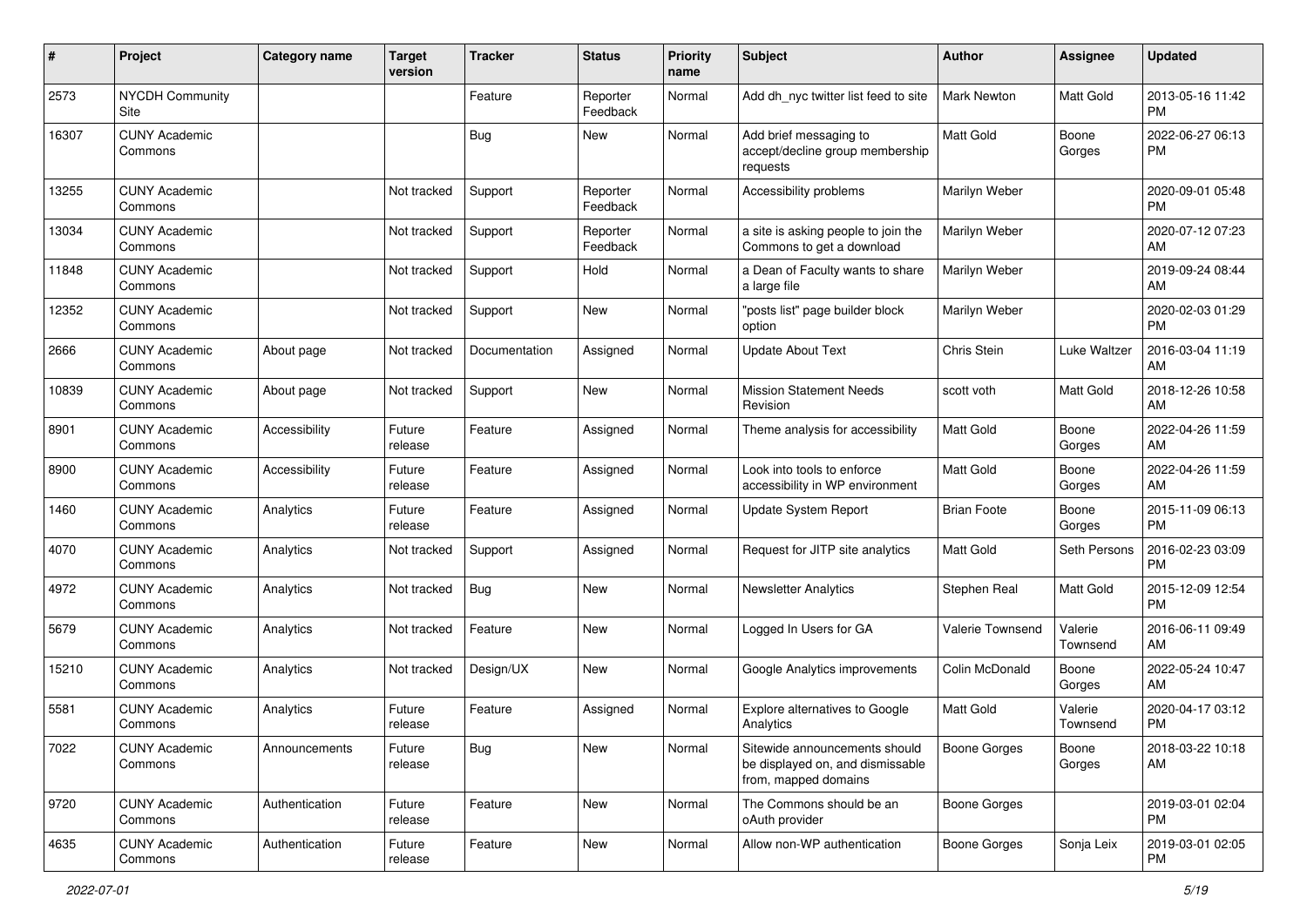| # | Project | Category name | Target version | Tracker | Status | Priority name | Subject | Author | Assignee | Updated |
|---|---|---|---|---|---|---|---|---|---|---|
| 2573 | NYCDH Community Site | | | Feature | Reporter Feedback | Normal | Add dh_nyc twitter list feed to site | Mark Newton | Matt Gold | 2013-05-16 11:42 PM |
| 16307 | CUNY Academic Commons | | | Bug | New | Normal | Add brief messaging to accept/decline group membership requests | Matt Gold | Boone Gorges | 2022-06-27 06:13 PM |
| 13255 | CUNY Academic Commons | | Not tracked | Support | Reporter Feedback | Normal | Accessibility problems | Marilyn Weber | | 2020-09-01 05:48 PM |
| 13034 | CUNY Academic Commons | | Not tracked | Support | Reporter Feedback | Normal | a site is asking people to join the Commons to get a download | Marilyn Weber | | 2020-07-12 07:23 AM |
| 11848 | CUNY Academic Commons | | Not tracked | Support | Hold | Normal | a Dean of Faculty wants to share a large file | Marilyn Weber | | 2019-09-24 08:44 AM |
| 12352 | CUNY Academic Commons | | Not tracked | Support | New | Normal | "posts list" page builder block option | Marilyn Weber | | 2020-02-03 01:29 PM |
| 2666 | CUNY Academic Commons | About page | Not tracked | Documentation | Assigned | Normal | Update About Text | Chris Stein | Luke Waltzer | 2016-03-04 11:19 AM |
| 10839 | CUNY Academic Commons | About page | Not tracked | Support | New | Normal | Mission Statement Needs Revision | scott voth | Matt Gold | 2018-12-26 10:58 AM |
| 8901 | CUNY Academic Commons | Accessibility | Future release | Feature | Assigned | Normal | Theme analysis for accessibility | Matt Gold | Boone Gorges | 2022-04-26 11:59 AM |
| 8900 | CUNY Academic Commons | Accessibility | Future release | Feature | Assigned | Normal | Look into tools to enforce accessibility in WP environment | Matt Gold | Boone Gorges | 2022-04-26 11:59 AM |
| 1460 | CUNY Academic Commons | Analytics | Future release | Feature | Assigned | Normal | Update System Report | Brian Foote | Boone Gorges | 2015-11-09 06:13 PM |
| 4070 | CUNY Academic Commons | Analytics | Not tracked | Support | Assigned | Normal | Request for JITP site analytics | Matt Gold | Seth Persons | 2016-02-23 03:09 PM |
| 4972 | CUNY Academic Commons | Analytics | Not tracked | Bug | New | Normal | Newsletter Analytics | Stephen Real | Matt Gold | 2015-12-09 12:54 PM |
| 5679 | CUNY Academic Commons | Analytics | Not tracked | Feature | New | Normal | Logged In Users for GA | Valerie Townsend | Valerie Townsend | 2016-06-11 09:49 AM |
| 15210 | CUNY Academic Commons | Analytics | Not tracked | Design/UX | New | Normal | Google Analytics improvements | Colin McDonald | Boone Gorges | 2022-05-24 10:47 AM |
| 5581 | CUNY Academic Commons | Analytics | Future release | Feature | Assigned | Normal | Explore alternatives to Google Analytics | Matt Gold | Valerie Townsend | 2020-04-17 03:12 PM |
| 7022 | CUNY Academic Commons | Announcements | Future release | Bug | New | Normal | Sitewide announcements should be displayed on, and dismissable from, mapped domains | Boone Gorges | Boone Gorges | 2018-03-22 10:18 AM |
| 9720 | CUNY Academic Commons | Authentication | Future release | Feature | New | Normal | The Commons should be an oAuth provider | Boone Gorges | | 2019-03-01 02:04 PM |
| 4635 | CUNY Academic Commons | Authentication | Future release | Feature | New | Normal | Allow non-WP authentication | Boone Gorges | Sonja Leix | 2019-03-01 02:05 PM |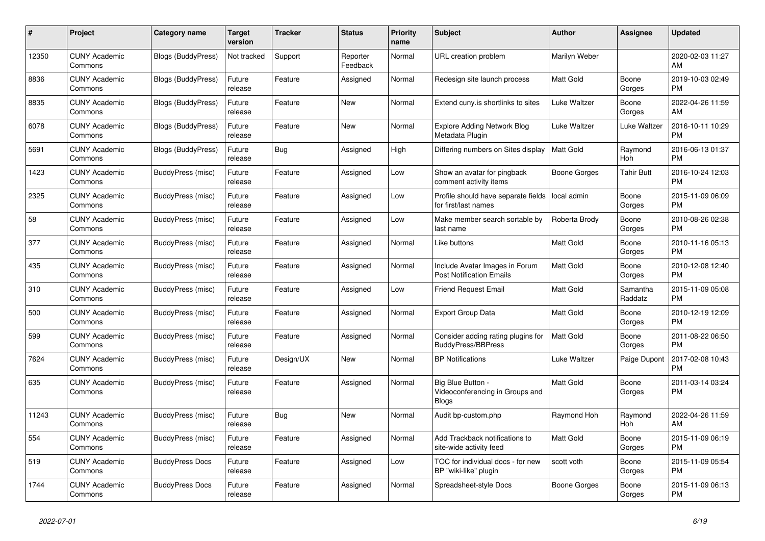| # | Project | Category name | Target version | Tracker | Status | Priority name | Subject | Author | Assignee | Updated |
|---|---|---|---|---|---|---|---|---|---|---|
| 12350 | CUNY Academic Commons | Blogs (BuddyPress) | Not tracked | Support | Reporter Feedback | Normal | URL creation problem | Marilyn Weber | | 2020-02-03 11:27 AM |
| 8836 | CUNY Academic Commons | Blogs (BuddyPress) | Future release | Feature | Assigned | Normal | Redesign site launch process | Matt Gold | Boone Gorges | 2019-10-03 02:49 PM |
| 8835 | CUNY Academic Commons | Blogs (BuddyPress) | Future release | Feature | New | Normal | Extend cuny.is shortlinks to sites | Luke Waltzer | Boone Gorges | 2022-04-26 11:59 AM |
| 6078 | CUNY Academic Commons | Blogs (BuddyPress) | Future release | Feature | New | Normal | Explore Adding Network Blog Metadata Plugin | Luke Waltzer | Luke Waltzer | 2016-10-11 10:29 PM |
| 5691 | CUNY Academic Commons | Blogs (BuddyPress) | Future release | Bug | Assigned | High | Differing numbers on Sites display | Matt Gold | Raymond Hoh | 2016-06-13 01:37 PM |
| 1423 | CUNY Academic Commons | BuddyPress (misc) | Future release | Feature | Assigned | Low | Show an avatar for pingback comment activity items | Boone Gorges | Tahir Butt | 2016-10-24 12:03 PM |
| 2325 | CUNY Academic Commons | BuddyPress (misc) | Future release | Feature | Assigned | Low | Profile should have separate fields for first/last names | local admin | Boone Gorges | 2015-11-09 06:09 PM |
| 58 | CUNY Academic Commons | BuddyPress (misc) | Future release | Feature | Assigned | Low | Make member search sortable by last name | Roberta Brody | Boone Gorges | 2010-08-26 02:38 PM |
| 377 | CUNY Academic Commons | BuddyPress (misc) | Future release | Feature | Assigned | Normal | Like buttons | Matt Gold | Boone Gorges | 2010-11-16 05:13 PM |
| 435 | CUNY Academic Commons | BuddyPress (misc) | Future release | Feature | Assigned | Normal | Include Avatar Images in Forum Post Notification Emails | Matt Gold | Boone Gorges | 2010-12-08 12:40 PM |
| 310 | CUNY Academic Commons | BuddyPress (misc) | Future release | Feature | Assigned | Low | Friend Request Email | Matt Gold | Samantha Raddatz | 2015-11-09 05:08 PM |
| 500 | CUNY Academic Commons | BuddyPress (misc) | Future release | Feature | Assigned | Normal | Export Group Data | Matt Gold | Boone Gorges | 2010-12-19 12:09 PM |
| 599 | CUNY Academic Commons | BuddyPress (misc) | Future release | Feature | Assigned | Normal | Consider adding rating plugins for BuddyPress/BBPress | Matt Gold | Boone Gorges | 2011-08-22 06:50 PM |
| 7624 | CUNY Academic Commons | BuddyPress (misc) | Future release | Design/UX | New | Normal | BP Notifications | Luke Waltzer | Paige Dupont | 2017-02-08 10:43 PM |
| 635 | CUNY Academic Commons | BuddyPress (misc) | Future release | Feature | Assigned | Normal | Big Blue Button - Videoconferencing in Groups and Blogs | Matt Gold | Boone Gorges | 2011-03-14 03:24 PM |
| 11243 | CUNY Academic Commons | BuddyPress (misc) | Future release | Bug | New | Normal | Audit bp-custom.php | Raymond Hoh | Raymond Hoh | 2022-04-26 11:59 AM |
| 554 | CUNY Academic Commons | BuddyPress (misc) | Future release | Feature | Assigned | Normal | Add Trackback notifications to site-wide activity feed | Matt Gold | Boone Gorges | 2015-11-09 06:19 PM |
| 519 | CUNY Academic Commons | BuddyPress Docs | Future release | Feature | Assigned | Low | TOC for individual docs - for new BP "wiki-like" plugin | scott voth | Boone Gorges | 2015-11-09 05:54 PM |
| 1744 | CUNY Academic Commons | BuddyPress Docs | Future release | Feature | Assigned | Normal | Spreadsheet-style Docs | Boone Gorges | Boone Gorges | 2015-11-09 06:13 PM |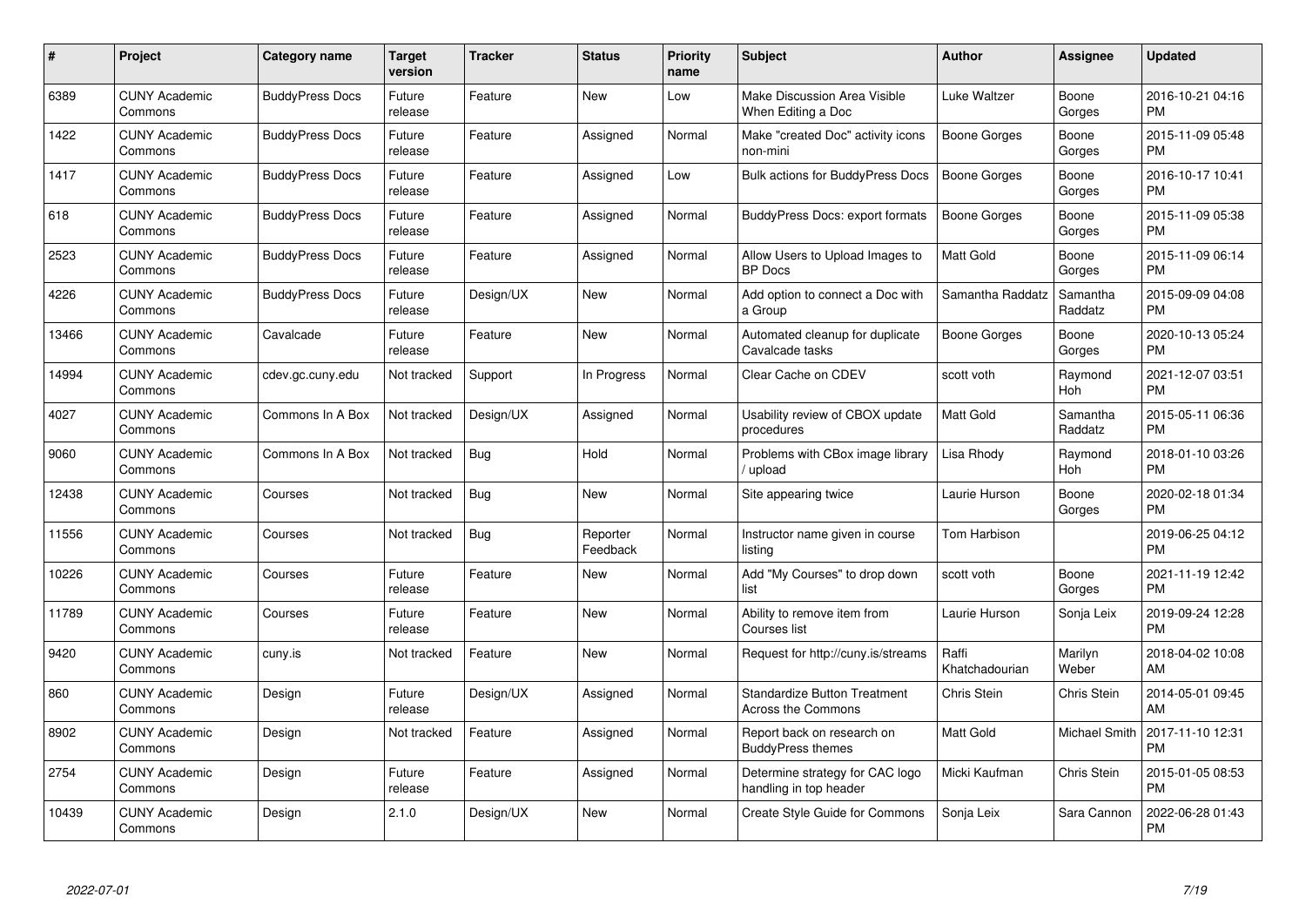| # | Project | Category name | Target version | Tracker | Status | Priority name | Subject | Author | Assignee | Updated |
|---|---|---|---|---|---|---|---|---|---|---|
| 6389 | CUNY Academic Commons | BuddyPress Docs | Future release | Feature | New | Low | Make Discussion Area Visible When Editing a Doc | Luke Waltzer | Boone Gorges | 2016-10-21 04:16 PM |
| 1422 | CUNY Academic Commons | BuddyPress Docs | Future release | Feature | Assigned | Normal | Make "created Doc" activity icons non-mini | Boone Gorges | Boone Gorges | 2015-11-09 05:48 PM |
| 1417 | CUNY Academic Commons | BuddyPress Docs | Future release | Feature | Assigned | Low | Bulk actions for BuddyPress Docs | Boone Gorges | Boone Gorges | 2016-10-17 10:41 PM |
| 618 | CUNY Academic Commons | BuddyPress Docs | Future release | Feature | Assigned | Normal | BuddyPress Docs: export formats | Boone Gorges | Boone Gorges | 2015-11-09 05:38 PM |
| 2523 | CUNY Academic Commons | BuddyPress Docs | Future release | Feature | Assigned | Normal | Allow Users to Upload Images to BP Docs | Matt Gold | Boone Gorges | 2015-11-09 06:14 PM |
| 4226 | CUNY Academic Commons | BuddyPress Docs | Future release | Design/UX | New | Normal | Add option to connect a Doc with a Group | Samantha Raddatz | Samantha Raddatz | 2015-09-09 04:08 PM |
| 13466 | CUNY Academic Commons | Cavalcade | Future release | Feature | New | Normal | Automated cleanup for duplicate Cavalcade tasks | Boone Gorges | Boone Gorges | 2020-10-13 05:24 PM |
| 14994 | CUNY Academic Commons | cdev.gc.cuny.edu | Not tracked | Support | In Progress | Normal | Clear Cache on CDEV | scott voth | Raymond Hoh | 2021-12-07 03:51 PM |
| 4027 | CUNY Academic Commons | Commons In A Box | Not tracked | Design/UX | Assigned | Normal | Usability review of CBOX update procedures | Matt Gold | Samantha Raddatz | 2015-05-11 06:36 PM |
| 9060 | CUNY Academic Commons | Commons In A Box | Not tracked | Bug | Hold | Normal | Problems with CBox image library / upload | Lisa Rhody | Raymond Hoh | 2018-01-10 03:26 PM |
| 12438 | CUNY Academic Commons | Courses | Not tracked | Bug | New | Normal | Site appearing twice | Laurie Hurson | Boone Gorges | 2020-02-18 01:34 PM |
| 11556 | CUNY Academic Commons | Courses | Not tracked | Bug | Reporter Feedback | Normal | Instructor name given in course listing | Tom Harbison | | 2019-06-25 04:12 PM |
| 10226 | CUNY Academic Commons | Courses | Future release | Feature | New | Normal | Add "My Courses" to drop down list | scott voth | Boone Gorges | 2021-11-19 12:42 PM |
| 11789 | CUNY Academic Commons | Courses | Future release | Feature | New | Normal | Ability to remove item from Courses list | Laurie Hurson | Sonja Leix | 2019-09-24 12:28 PM |
| 9420 | CUNY Academic Commons | cuny.is | Not tracked | Feature | New | Normal | Request for http://cuny.is/streams | Raffi Khatchadourian | Marilyn Weber | 2018-04-02 10:08 AM |
| 860 | CUNY Academic Commons | Design | Future release | Design/UX | Assigned | Normal | Standardize Button Treatment Across the Commons | Chris Stein | Chris Stein | 2014-05-01 09:45 AM |
| 8902 | CUNY Academic Commons | Design | Not tracked | Feature | Assigned | Normal | Report back on research on BuddyPress themes | Matt Gold | Michael Smith | 2017-11-10 12:31 PM |
| 2754 | CUNY Academic Commons | Design | Future release | Feature | Assigned | Normal | Determine strategy for CAC logo handling in top header | Micki Kaufman | Chris Stein | 2015-01-05 08:53 PM |
| 10439 | CUNY Academic Commons | Design | 2.1.0 | Design/UX | New | Normal | Create Style Guide for Commons | Sonja Leix | Sara Cannon | 2022-06-28 01:43 PM |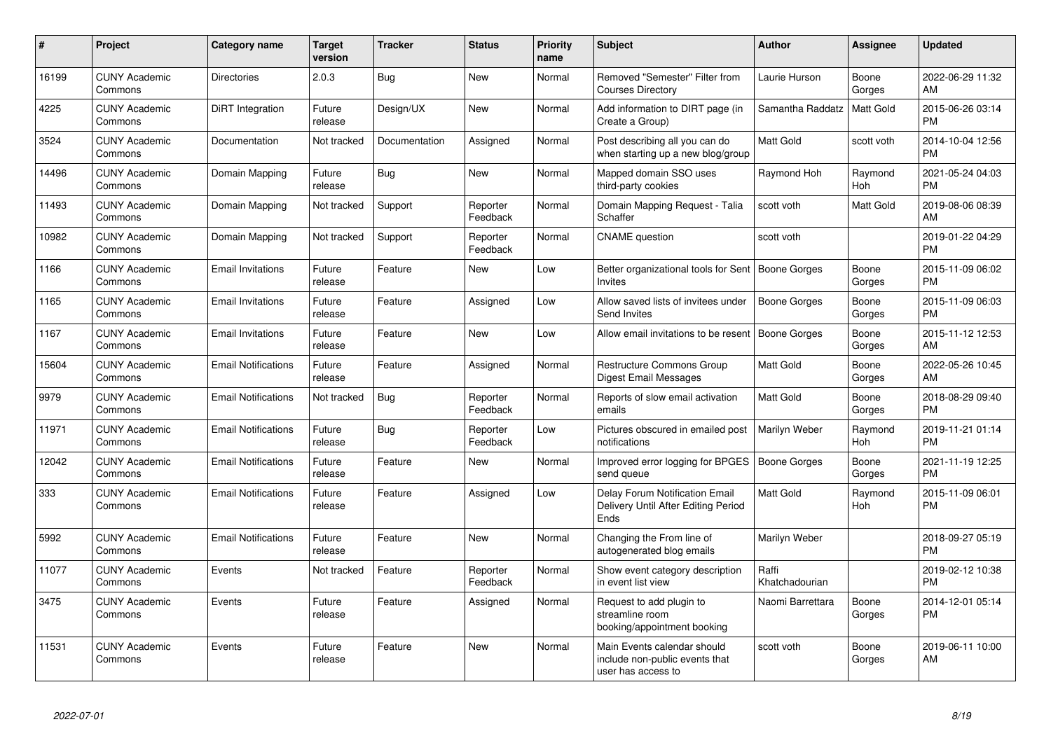| # | Project | Category name | Target version | Tracker | Status | Priority name | Subject | Author | Assignee | Updated |
|---|---|---|---|---|---|---|---|---|---|---|
| 16199 | CUNY Academic Commons | Directories | 2.0.3 | Bug | New | Normal | Removed "Semester" Filter from Courses Directory | Laurie Hurson | Boone Gorges | 2022-06-29 11:32 AM |
| 4225 | CUNY Academic Commons | DiRT Integration | Future release | Design/UX | New | Normal | Add information to DIRT page (in Create a Group) | Samantha Raddatz | Matt Gold | 2015-06-26 03:14 PM |
| 3524 | CUNY Academic Commons | Documentation | Not tracked | Documentation | Assigned | Normal | Post describing all you can do when starting up a new blog/group | Matt Gold | scott voth | 2014-10-04 12:56 PM |
| 14496 | CUNY Academic Commons | Domain Mapping | Future release | Bug | New | Normal | Mapped domain SSO uses third-party cookies | Raymond Hoh | Raymond Hoh | 2021-05-24 04:03 PM |
| 11493 | CUNY Academic Commons | Domain Mapping | Not tracked | Support | Reporter Feedback | Normal | Domain Mapping Request - Talia Schaffer | scott voth | Matt Gold | 2019-08-06 08:39 AM |
| 10982 | CUNY Academic Commons | Domain Mapping | Not tracked | Support | Reporter Feedback | Normal | CNAME question | scott voth | | 2019-01-22 04:29 PM |
| 1166 | CUNY Academic Commons | Email Invitations | Future release | Feature | New | Low | Better organizational tools for Sent Invites | Boone Gorges | Boone Gorges | 2015-11-09 06:02 PM |
| 1165 | CUNY Academic Commons | Email Invitations | Future release | Feature | Assigned | Low | Allow saved lists of invitees under Send Invites | Boone Gorges | Boone Gorges | 2015-11-09 06:03 PM |
| 1167 | CUNY Academic Commons | Email Invitations | Future release | Feature | New | Low | Allow email invitations to be resent | Boone Gorges | Boone Gorges | 2015-11-12 12:53 AM |
| 15604 | CUNY Academic Commons | Email Notifications | Future release | Feature | Assigned | Normal | Restructure Commons Group Digest Email Messages | Matt Gold | Boone Gorges | 2022-05-26 10:45 AM |
| 9979 | CUNY Academic Commons | Email Notifications | Not tracked | Bug | Reporter Feedback | Normal | Reports of slow email activation emails | Matt Gold | Boone Gorges | 2018-08-29 09:40 PM |
| 11971 | CUNY Academic Commons | Email Notifications | Future release | Bug | Reporter Feedback | Low | Pictures obscured in emailed post notifications | Marilyn Weber | Raymond Hoh | 2019-11-21 01:14 PM |
| 12042 | CUNY Academic Commons | Email Notifications | Future release | Feature | New | Normal | Improved error logging for BPGES send queue | Boone Gorges | Boone Gorges | 2021-11-19 12:25 PM |
| 333 | CUNY Academic Commons | Email Notifications | Future release | Feature | Assigned | Low | Delay Forum Notification Email Delivery Until After Editing Period Ends | Matt Gold | Raymond Hoh | 2015-11-09 06:01 PM |
| 5992 | CUNY Academic Commons | Email Notifications | Future release | Feature | New | Normal | Changing the From line of autogenerated blog emails | Marilyn Weber | | 2018-09-27 05:19 PM |
| 11077 | CUNY Academic Commons | Events | Not tracked | Feature | Reporter Feedback | Normal | Show event category description in event list view | Raffi Khatchadourian | | 2019-02-12 10:38 PM |
| 3475 | CUNY Academic Commons | Events | Future release | Feature | Assigned | Normal | Request to add plugin to streamline room booking/appointment booking | Naomi Barrettara | Boone Gorges | 2014-12-01 05:14 PM |
| 11531 | CUNY Academic Commons | Events | Future release | Feature | New | Normal | Main Events calendar should include non-public events that user has access to | scott voth | Boone Gorges | 2019-06-11 10:00 AM |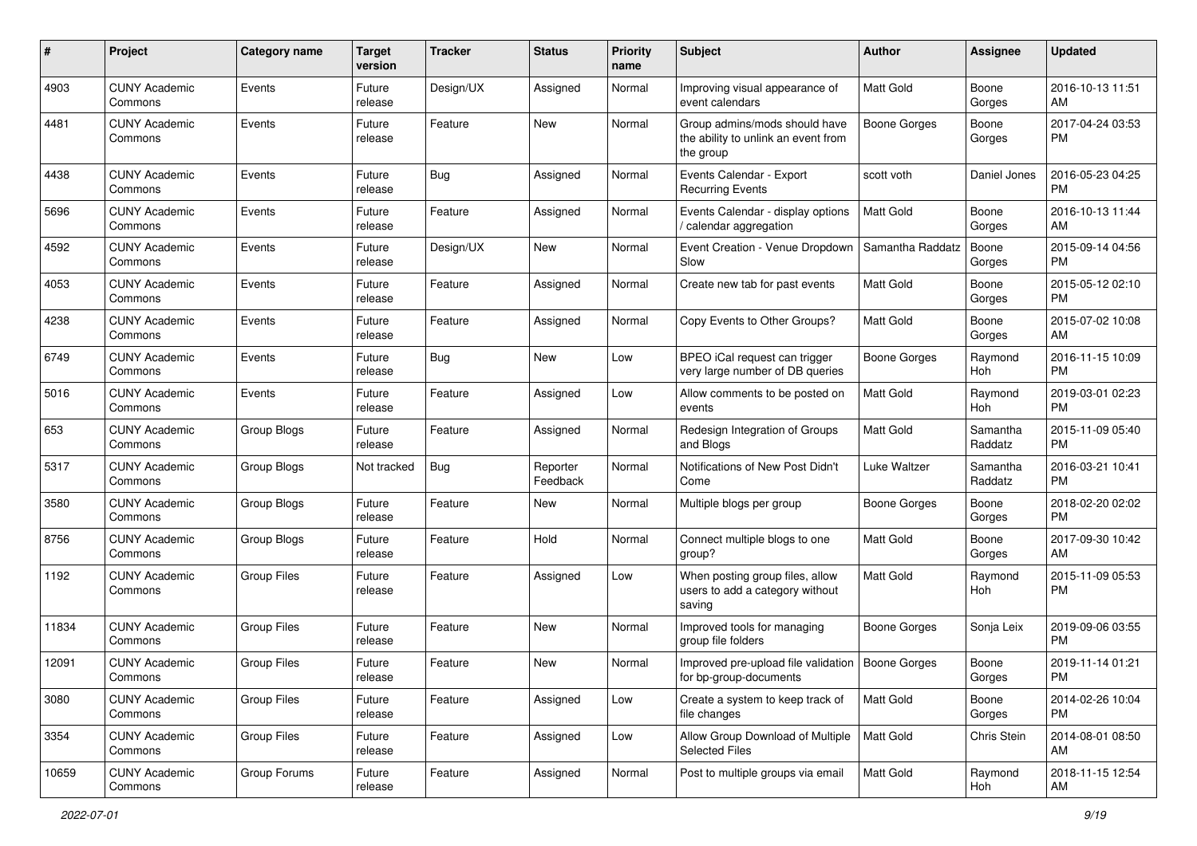| # | Project | Category name | Target version | Tracker | Status | Priority name | Subject | Author | Assignee | Updated |
|---|---|---|---|---|---|---|---|---|---|---|
| 4903 | CUNY Academic Commons | Events | Future release | Design/UX | Assigned | Normal | Improving visual appearance of event calendars | Matt Gold | Boone Gorges | 2016-10-13 11:51 AM |
| 4481 | CUNY Academic Commons | Events | Future release | Feature | New | Normal | Group admins/mods should have the ability to unlink an event from the group | Boone Gorges | Boone Gorges | 2017-04-24 03:53 PM |
| 4438 | CUNY Academic Commons | Events | Future release | Bug | Assigned | Normal | Events Calendar - Export Recurring Events | scott voth | Daniel Jones | 2016-05-23 04:25 PM |
| 5696 | CUNY Academic Commons | Events | Future release | Feature | Assigned | Normal | Events Calendar - display options / calendar aggregation | Matt Gold | Boone Gorges | 2016-10-13 11:44 AM |
| 4592 | CUNY Academic Commons | Events | Future release | Design/UX | New | Normal | Event Creation - Venue Dropdown Slow | Samantha Raddatz | Boone Gorges | 2015-09-14 04:56 PM |
| 4053 | CUNY Academic Commons | Events | Future release | Feature | Assigned | Normal | Create new tab for past events | Matt Gold | Boone Gorges | 2015-05-12 02:10 PM |
| 4238 | CUNY Academic Commons | Events | Future release | Feature | Assigned | Normal | Copy Events to Other Groups? | Matt Gold | Boone Gorges | 2015-07-02 10:08 AM |
| 6749 | CUNY Academic Commons | Events | Future release | Bug | New | Low | BPEO iCal request can trigger very large number of DB queries | Boone Gorges | Raymond Hoh | 2016-11-15 10:09 PM |
| 5016 | CUNY Academic Commons | Events | Future release | Feature | Assigned | Low | Allow comments to be posted on events | Matt Gold | Raymond Hoh | 2019-03-01 02:23 PM |
| 653 | CUNY Academic Commons | Group Blogs | Future release | Feature | Assigned | Normal | Redesign Integration of Groups and Blogs | Matt Gold | Samantha Raddatz | 2015-11-09 05:40 PM |
| 5317 | CUNY Academic Commons | Group Blogs | Not tracked | Bug | Reporter Feedback | Normal | Notifications of New Post Didn't Come | Luke Waltzer | Samantha Raddatz | 2016-03-21 10:41 PM |
| 3580 | CUNY Academic Commons | Group Blogs | Future release | Feature | New | Normal | Multiple blogs per group | Boone Gorges | Boone Gorges | 2018-02-20 02:02 PM |
| 8756 | CUNY Academic Commons | Group Blogs | Future release | Feature | Hold | Normal | Connect multiple blogs to one group? | Matt Gold | Boone Gorges | 2017-09-30 10:42 AM |
| 1192 | CUNY Academic Commons | Group Files | Future release | Feature | Assigned | Low | When posting group files, allow users to add a category without saving | Matt Gold | Raymond Hoh | 2015-11-09 05:53 PM |
| 11834 | CUNY Academic Commons | Group Files | Future release | Feature | New | Normal | Improved tools for managing group file folders | Boone Gorges | Sonja Leix | 2019-09-06 03:55 PM |
| 12091 | CUNY Academic Commons | Group Files | Future release | Feature | New | Normal | Improved pre-upload file validation for bp-group-documents | Boone Gorges | Boone Gorges | 2019-11-14 01:21 PM |
| 3080 | CUNY Academic Commons | Group Files | Future release | Feature | Assigned | Low | Create a system to keep track of file changes | Matt Gold | Boone Gorges | 2014-02-26 10:04 PM |
| 3354 | CUNY Academic Commons | Group Files | Future release | Feature | Assigned | Low | Allow Group Download of Multiple Selected Files | Matt Gold | Chris Stein | 2014-08-01 08:50 AM |
| 10659 | CUNY Academic Commons | Group Forums | Future release | Feature | Assigned | Normal | Post to multiple groups via email | Matt Gold | Raymond Hoh | 2018-11-15 12:54 AM |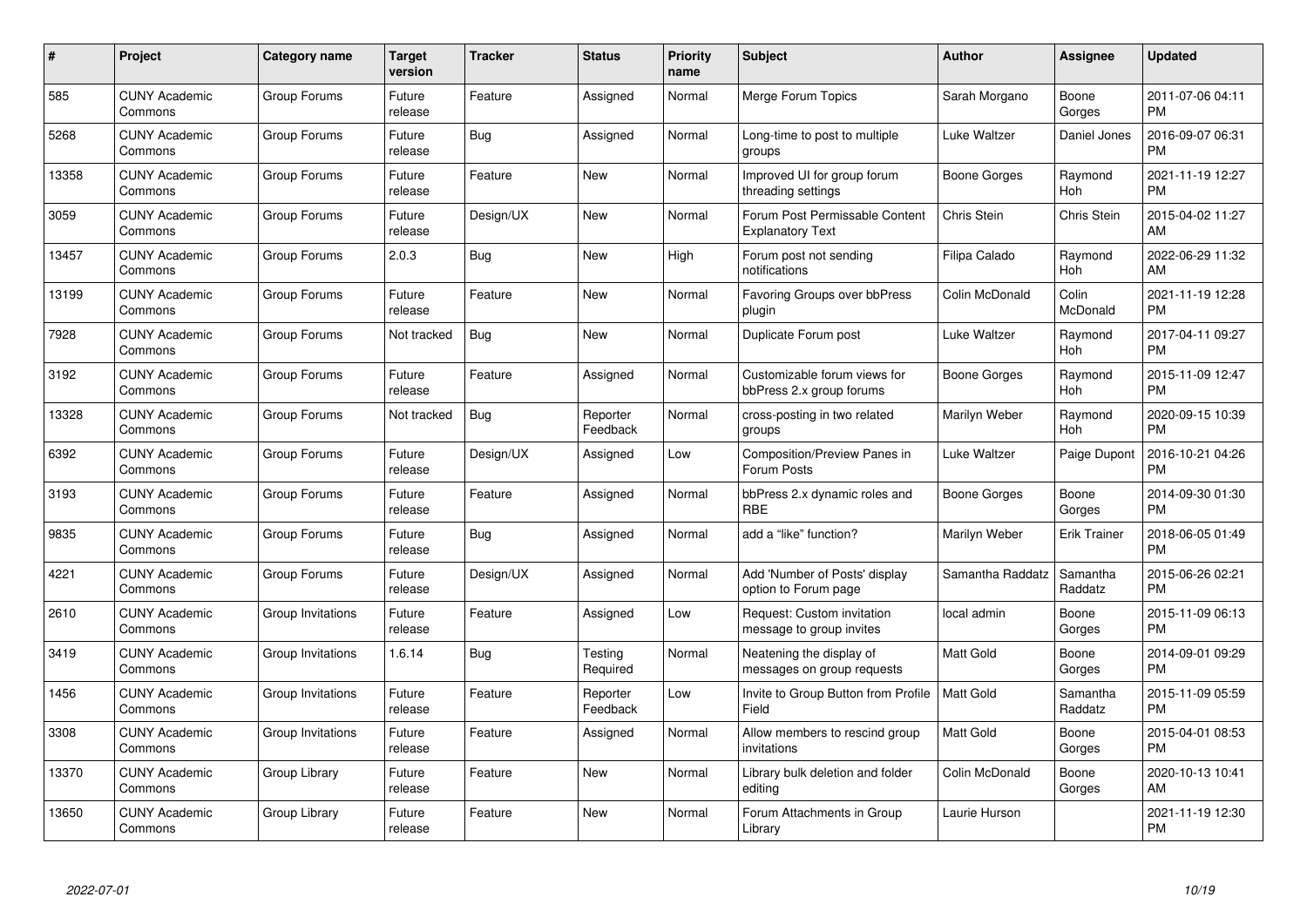| # | Project | Category name | Target version | Tracker | Status | Priority name | Subject | Author | Assignee | Updated |
|---|---|---|---|---|---|---|---|---|---|---|
| 585 | CUNY Academic Commons | Group Forums | Future release | Feature | Assigned | Normal | Merge Forum Topics | Sarah Morgano | Boone Gorges | 2011-07-06 04:11 PM |
| 5268 | CUNY Academic Commons | Group Forums | Future release | Bug | Assigned | Normal | Long-time to post to multiple groups | Luke Waltzer | Daniel Jones | 2016-09-07 06:31 PM |
| 13358 | CUNY Academic Commons | Group Forums | Future release | Feature | New | Normal | Improved UI for group forum threading settings | Boone Gorges | Raymond Hoh | 2021-11-19 12:27 PM |
| 3059 | CUNY Academic Commons | Group Forums | Future release | Design/UX | New | Normal | Forum Post Permissable Content Explanatory Text | Chris Stein | Chris Stein | 2015-04-02 11:27 AM |
| 13457 | CUNY Academic Commons | Group Forums | 2.0.3 | Bug | New | High | Forum post not sending notifications | Filipa Calado | Raymond Hoh | 2022-06-29 11:32 AM |
| 13199 | CUNY Academic Commons | Group Forums | Future release | Feature | New | Normal | Favoring Groups over bbPress plugin | Colin McDonald | Colin McDonald | 2021-11-19 12:28 PM |
| 7928 | CUNY Academic Commons | Group Forums | Not tracked | Bug | New | Normal | Duplicate Forum post | Luke Waltzer | Raymond Hoh | 2017-04-11 09:27 PM |
| 3192 | CUNY Academic Commons | Group Forums | Future release | Feature | Assigned | Normal | Customizable forum views for bbPress 2.x group forums | Boone Gorges | Raymond Hoh | 2015-11-09 12:47 PM |
| 13328 | CUNY Academic Commons | Group Forums | Not tracked | Bug | Reporter Feedback | Normal | cross-posting in two related groups | Marilyn Weber | Raymond Hoh | 2020-09-15 10:39 PM |
| 6392 | CUNY Academic Commons | Group Forums | Future release | Design/UX | Assigned | Low | Composition/Preview Panes in Forum Posts | Luke Waltzer | Paige Dupont | 2016-10-21 04:26 PM |
| 3193 | CUNY Academic Commons | Group Forums | Future release | Feature | Assigned | Normal | bbPress 2.x dynamic roles and RBE | Boone Gorges | Boone Gorges | 2014-09-30 01:30 PM |
| 9835 | CUNY Academic Commons | Group Forums | Future release | Bug | Assigned | Normal | add a “like” function? | Marilyn Weber | Erik Trainer | 2018-06-05 01:49 PM |
| 4221 | CUNY Academic Commons | Group Forums | Future release | Design/UX | Assigned | Normal | Add 'Number of Posts' display option to Forum page | Samantha Raddatz | Samantha Raddatz | 2015-06-26 02:21 PM |
| 2610 | CUNY Academic Commons | Group Invitations | Future release | Feature | Assigned | Low | Request: Custom invitation message to group invites | local admin | Boone Gorges | 2015-11-09 06:13 PM |
| 3419 | CUNY Academic Commons | Group Invitations | 1.6.14 | Bug | Testing Required | Normal | Neatening the display of messages on group requests | Matt Gold | Boone Gorges | 2014-09-01 09:29 PM |
| 1456 | CUNY Academic Commons | Group Invitations | Future release | Feature | Reporter Feedback | Low | Invite to Group Button from Profile Field | Matt Gold | Samantha Raddatz | 2015-11-09 05:59 PM |
| 3308 | CUNY Academic Commons | Group Invitations | Future release | Feature | Assigned | Normal | Allow members to rescind group invitations | Matt Gold | Boone Gorges | 2015-04-01 08:53 PM |
| 13370 | CUNY Academic Commons | Group Library | Future release | Feature | New | Normal | Library bulk deletion and folder editing | Colin McDonald | Boone Gorges | 2020-10-13 10:41 AM |
| 13650 | CUNY Academic Commons | Group Library | Future release | Feature | New | Normal | Forum Attachments in Group Library | Laurie Hurson | | 2021-11-19 12:30 PM |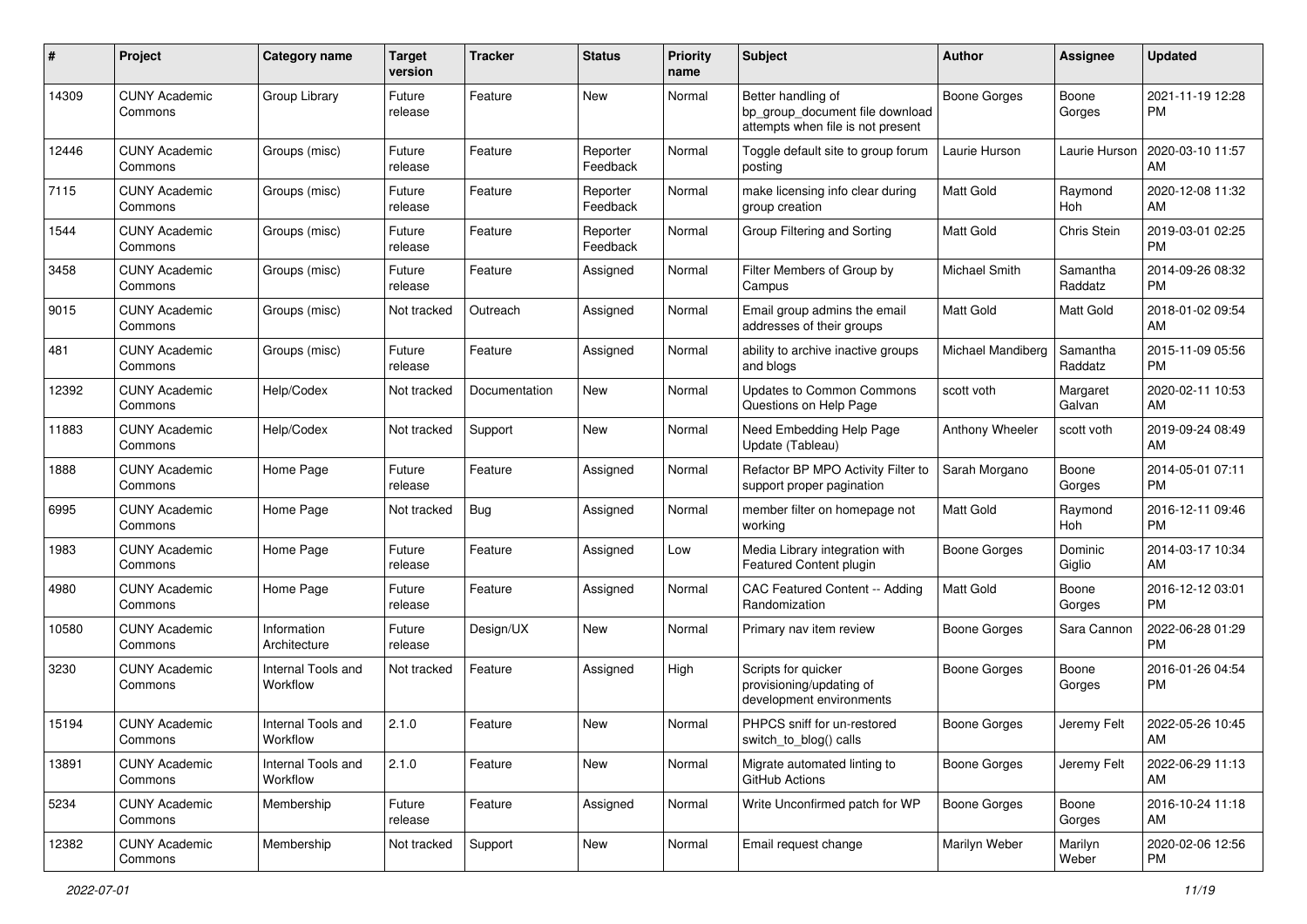| # | Project | Category name | Target version | Tracker | Status | Priority name | Subject | Author | Assignee | Updated |
|---|---|---|---|---|---|---|---|---|---|---|
| 14309 | CUNY Academic Commons | Group Library | Future release | Feature | New | Normal | Better handling of bp_group_document file download attempts when file is not present | Boone Gorges | Boone Gorges | 2021-11-19 12:28 PM |
| 12446 | CUNY Academic Commons | Groups (misc) | Future release | Feature | Reporter Feedback | Normal | Toggle default site to group forum posting | Laurie Hurson | Laurie Hurson | 2020-03-10 11:57 AM |
| 7115 | CUNY Academic Commons | Groups (misc) | Future release | Feature | Reporter Feedback | Normal | make licensing info clear during group creation | Matt Gold | Raymond Hoh | 2020-12-08 11:32 AM |
| 1544 | CUNY Academic Commons | Groups (misc) | Future release | Feature | Reporter Feedback | Normal | Group Filtering and Sorting | Matt Gold | Chris Stein | 2019-03-01 02:25 PM |
| 3458 | CUNY Academic Commons | Groups (misc) | Future release | Feature | Assigned | Normal | Filter Members of Group by Campus | Michael Smith | Samantha Raddatz | 2014-09-26 08:32 PM |
| 9015 | CUNY Academic Commons | Groups (misc) | Not tracked | Outreach | Assigned | Normal | Email group admins the email addresses of their groups | Matt Gold | Matt Gold | 2018-01-02 09:54 AM |
| 481 | CUNY Academic Commons | Groups (misc) | Future release | Feature | Assigned | Normal | ability to archive inactive groups and blogs | Michael Mandiberg | Samantha Raddatz | 2015-11-09 05:56 PM |
| 12392 | CUNY Academic Commons | Help/Codex | Not tracked | Documentation | New | Normal | Updates to Common Commons Questions on Help Page | scott voth | Margaret Galvan | 2020-02-11 10:53 AM |
| 11883 | CUNY Academic Commons | Help/Codex | Not tracked | Support | New | Normal | Need Embedding Help Page Update (Tableau) | Anthony Wheeler | scott voth | 2019-09-24 08:49 AM |
| 1888 | CUNY Academic Commons | Home Page | Future release | Feature | Assigned | Normal | Refactor BP MPO Activity Filter to support proper pagination | Sarah Morgano | Boone Gorges | 2014-05-01 07:11 PM |
| 6995 | CUNY Academic Commons | Home Page | Not tracked | Bug | Assigned | Normal | member filter on homepage not working | Matt Gold | Raymond Hoh | 2016-12-11 09:46 PM |
| 1983 | CUNY Academic Commons | Home Page | Future release | Feature | Assigned | Low | Media Library integration with Featured Content plugin | Boone Gorges | Dominic Giglio | 2014-03-17 10:34 AM |
| 4980 | CUNY Academic Commons | Home Page | Future release | Feature | Assigned | Normal | CAC Featured Content -- Adding Randomization | Matt Gold | Boone Gorges | 2016-12-12 03:01 PM |
| 10580 | CUNY Academic Commons | Information Architecture | Future release | Design/UX | New | Normal | Primary nav item review | Boone Gorges | Sara Cannon | 2022-06-28 01:29 PM |
| 3230 | CUNY Academic Commons | Internal Tools and Workflow | Not tracked | Feature | Assigned | High | Scripts for quicker provisioning/updating of development environments | Boone Gorges | Boone Gorges | 2016-01-26 04:54 PM |
| 15194 | CUNY Academic Commons | Internal Tools and Workflow | 2.1.0 | Feature | New | Normal | PHPCS sniff for un-restored switch_to_blog() calls | Boone Gorges | Jeremy Felt | 2022-05-26 10:45 AM |
| 13891 | CUNY Academic Commons | Internal Tools and Workflow | 2.1.0 | Feature | New | Normal | Migrate automated linting to GitHub Actions | Boone Gorges | Jeremy Felt | 2022-06-29 11:13 AM |
| 5234 | CUNY Academic Commons | Membership | Future release | Feature | Assigned | Normal | Write Unconfirmed patch for WP | Boone Gorges | Boone Gorges | 2016-10-24 11:18 AM |
| 12382 | CUNY Academic Commons | Membership | Not tracked | Support | New | Normal | Email request change | Marilyn Weber | Marilyn Weber | 2020-02-06 12:56 PM |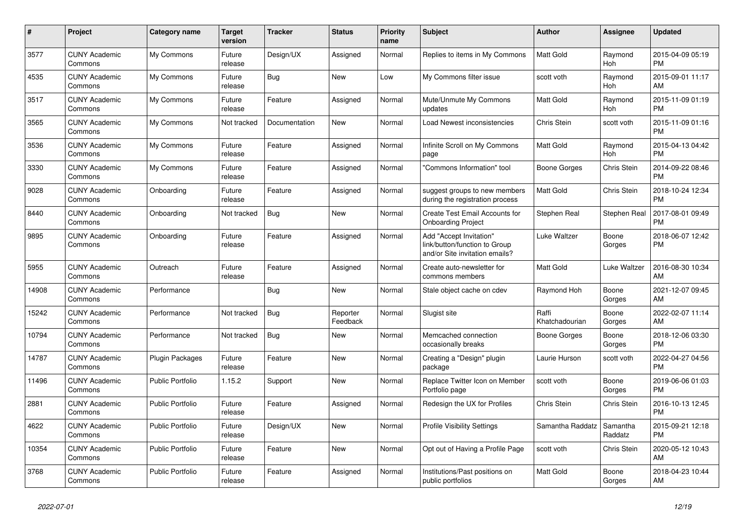| # | Project | Category name | Target version | Tracker | Status | Priority name | Subject | Author | Assignee | Updated |
|---|---|---|---|---|---|---|---|---|---|---|
| 3577 | CUNY Academic Commons | My Commons | Future release | Design/UX | Assigned | Normal | Replies to items in My Commons | Matt Gold | Raymond Hoh | 2015-04-09 05:19 PM |
| 4535 | CUNY Academic Commons | My Commons | Future release | Bug | New | Low | My Commons filter issue | scott voth | Raymond Hoh | 2015-09-01 11:17 AM |
| 3517 | CUNY Academic Commons | My Commons | Future release | Feature | Assigned | Normal | Mute/Unmute My Commons updates | Matt Gold | Raymond Hoh | 2015-11-09 01:19 PM |
| 3565 | CUNY Academic Commons | My Commons | Not tracked | Documentation | New | Normal | Load Newest inconsistencies | Chris Stein | scott voth | 2015-11-09 01:16 PM |
| 3536 | CUNY Academic Commons | My Commons | Future release | Feature | Assigned | Normal | Infinite Scroll on My Commons page | Matt Gold | Raymond Hoh | 2015-04-13 04:42 PM |
| 3330 | CUNY Academic Commons | My Commons | Future release | Feature | Assigned | Normal | "Commons Information" tool | Boone Gorges | Chris Stein | 2014-09-22 08:46 PM |
| 9028 | CUNY Academic Commons | Onboarding | Future release | Feature | Assigned | Normal | suggest groups to new members during the registration process | Matt Gold | Chris Stein | 2018-10-24 12:34 PM |
| 8440 | CUNY Academic Commons | Onboarding | Not tracked | Bug | New | Normal | Create Test Email Accounts for Onboarding Project | Stephen Real | Stephen Real | 2017-08-01 09:49 PM |
| 9895 | CUNY Academic Commons | Onboarding | Future release | Feature | Assigned | Normal | Add "Accept Invitation" link/button/function to Group and/or Site invitation emails? | Luke Waltzer | Boone Gorges | 2018-06-07 12:42 PM |
| 5955 | CUNY Academic Commons | Outreach | Future release | Feature | Assigned | Normal | Create auto-newsletter for commons members | Matt Gold | Luke Waltzer | 2016-08-30 10:34 AM |
| 14908 | CUNY Academic Commons | Performance | | Bug | New | Normal | Stale object cache on cdev | Raymond Hoh | Boone Gorges | 2021-12-07 09:45 AM |
| 15242 | CUNY Academic Commons | Performance | Not tracked | Bug | Reporter Feedback | Normal | Slugist site | Raffi Khatchadourian | Boone Gorges | 2022-02-07 11:14 AM |
| 10794 | CUNY Academic Commons | Performance | Not tracked | Bug | New | Normal | Memcached connection occasionally breaks | Boone Gorges | Boone Gorges | 2018-12-06 03:30 PM |
| 14787 | CUNY Academic Commons | Plugin Packages | Future release | Feature | New | Normal | Creating a "Design" plugin package | Laurie Hurson | scott voth | 2022-04-27 04:56 PM |
| 11496 | CUNY Academic Commons | Public Portfolio | 1.15.2 | Support | New | Normal | Replace Twitter Icon on Member Portfolio page | scott voth | Boone Gorges | 2019-06-06 01:03 PM |
| 2881 | CUNY Academic Commons | Public Portfolio | Future release | Feature | Assigned | Normal | Redesign the UX for Profiles | Chris Stein | Chris Stein | 2016-10-13 12:45 PM |
| 4622 | CUNY Academic Commons | Public Portfolio | Future release | Design/UX | New | Normal | Profile Visibility Settings | Samantha Raddatz | Samantha Raddatz | 2015-09-21 12:18 PM |
| 10354 | CUNY Academic Commons | Public Portfolio | Future release | Feature | New | Normal | Opt out of Having a Profile Page | scott voth | Chris Stein | 2020-05-12 10:43 AM |
| 3768 | CUNY Academic Commons | Public Portfolio | Future release | Feature | Assigned | Normal | Institutions/Past positions on public portfolios | Matt Gold | Boone Gorges | 2018-04-23 10:44 AM |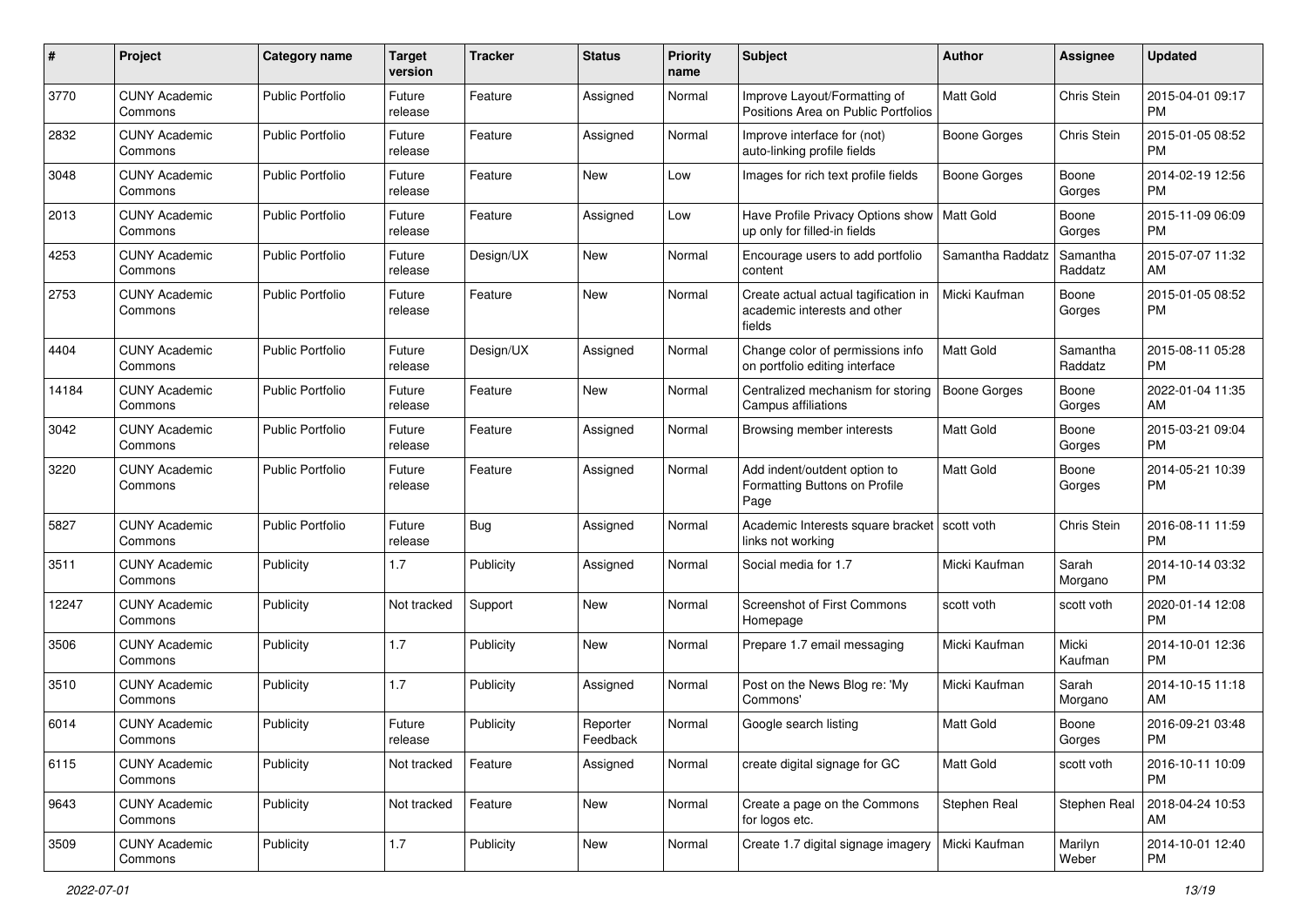| # | Project | Category name | Target version | Tracker | Status | Priority name | Subject | Author | Assignee | Updated |
|---|---|---|---|---|---|---|---|---|---|---|
| 3770 | CUNY Academic Commons | Public Portfolio | Future release | Feature | Assigned | Normal | Improve Layout/Formatting of Positions Area on Public Portfolios | Matt Gold | Chris Stein | 2015-04-01 09:17 PM |
| 2832 | CUNY Academic Commons | Public Portfolio | Future release | Feature | Assigned | Normal | Improve interface for (not) auto-linking profile fields | Boone Gorges | Chris Stein | 2015-01-05 08:52 PM |
| 3048 | CUNY Academic Commons | Public Portfolio | Future release | Feature | New | Low | Images for rich text profile fields | Boone Gorges | Boone Gorges | 2014-02-19 12:56 PM |
| 2013 | CUNY Academic Commons | Public Portfolio | Future release | Feature | Assigned | Low | Have Profile Privacy Options show up only for filled-in fields | Matt Gold | Boone Gorges | 2015-11-09 06:09 PM |
| 4253 | CUNY Academic Commons | Public Portfolio | Future release | Design/UX | New | Normal | Encourage users to add portfolio content | Samantha Raddatz | Samantha Raddatz | 2015-07-07 11:32 AM |
| 2753 | CUNY Academic Commons | Public Portfolio | Future release | Feature | New | Normal | Create actual actual tagification in academic interests and other fields | Micki Kaufman | Boone Gorges | 2015-01-05 08:52 PM |
| 4404 | CUNY Academic Commons | Public Portfolio | Future release | Design/UX | Assigned | Normal | Change color of permissions info on portfolio editing interface | Matt Gold | Samantha Raddatz | 2015-08-11 05:28 PM |
| 14184 | CUNY Academic Commons | Public Portfolio | Future release | Feature | New | Normal | Centralized mechanism for storing Campus affiliations | Boone Gorges | Boone Gorges | 2022-01-04 11:35 AM |
| 3042 | CUNY Academic Commons | Public Portfolio | Future release | Feature | Assigned | Normal | Browsing member interests | Matt Gold | Boone Gorges | 2015-03-21 09:04 PM |
| 3220 | CUNY Academic Commons | Public Portfolio | Future release | Feature | Assigned | Normal | Add indent/outdent option to Formatting Buttons on Profile Page | Matt Gold | Boone Gorges | 2014-05-21 10:39 PM |
| 5827 | CUNY Academic Commons | Public Portfolio | Future release | Bug | Assigned | Normal | Academic Interests square bracket links not working | scott voth | Chris Stein | 2016-08-11 11:59 PM |
| 3511 | CUNY Academic Commons | Publicity | 1.7 | Publicity | Assigned | Normal | Social media for 1.7 | Micki Kaufman | Sarah Morgano | 2014-10-14 03:32 PM |
| 12247 | CUNY Academic Commons | Publicity | Not tracked | Support | New | Normal | Screenshot of First Commons Homepage | scott voth | scott voth | 2020-01-14 12:08 PM |
| 3506 | CUNY Academic Commons | Publicity | 1.7 | Publicity | New | Normal | Prepare 1.7 email messaging | Micki Kaufman | Micki Kaufman | 2014-10-01 12:36 PM |
| 3510 | CUNY Academic Commons | Publicity | 1.7 | Publicity | Assigned | Normal | Post on the News Blog re: 'My Commons' | Micki Kaufman | Sarah Morgano | 2014-10-15 11:18 AM |
| 6014 | CUNY Academic Commons | Publicity | Future release | Publicity | Reporter Feedback | Normal | Google search listing | Matt Gold | Boone Gorges | 2016-09-21 03:48 PM |
| 6115 | CUNY Academic Commons | Publicity | Not tracked | Feature | Assigned | Normal | create digital signage for GC | Matt Gold | scott voth | 2016-10-11 10:09 PM |
| 9643 | CUNY Academic Commons | Publicity | Not tracked | Feature | New | Normal | Create a page on the Commons for logos etc. | Stephen Real | Stephen Real | 2018-04-24 10:53 AM |
| 3509 | CUNY Academic Commons | Publicity | 1.7 | Publicity | New | Normal | Create 1.7 digital signage imagery | Micki Kaufman | Marilyn Weber | 2014-10-01 12:40 PM |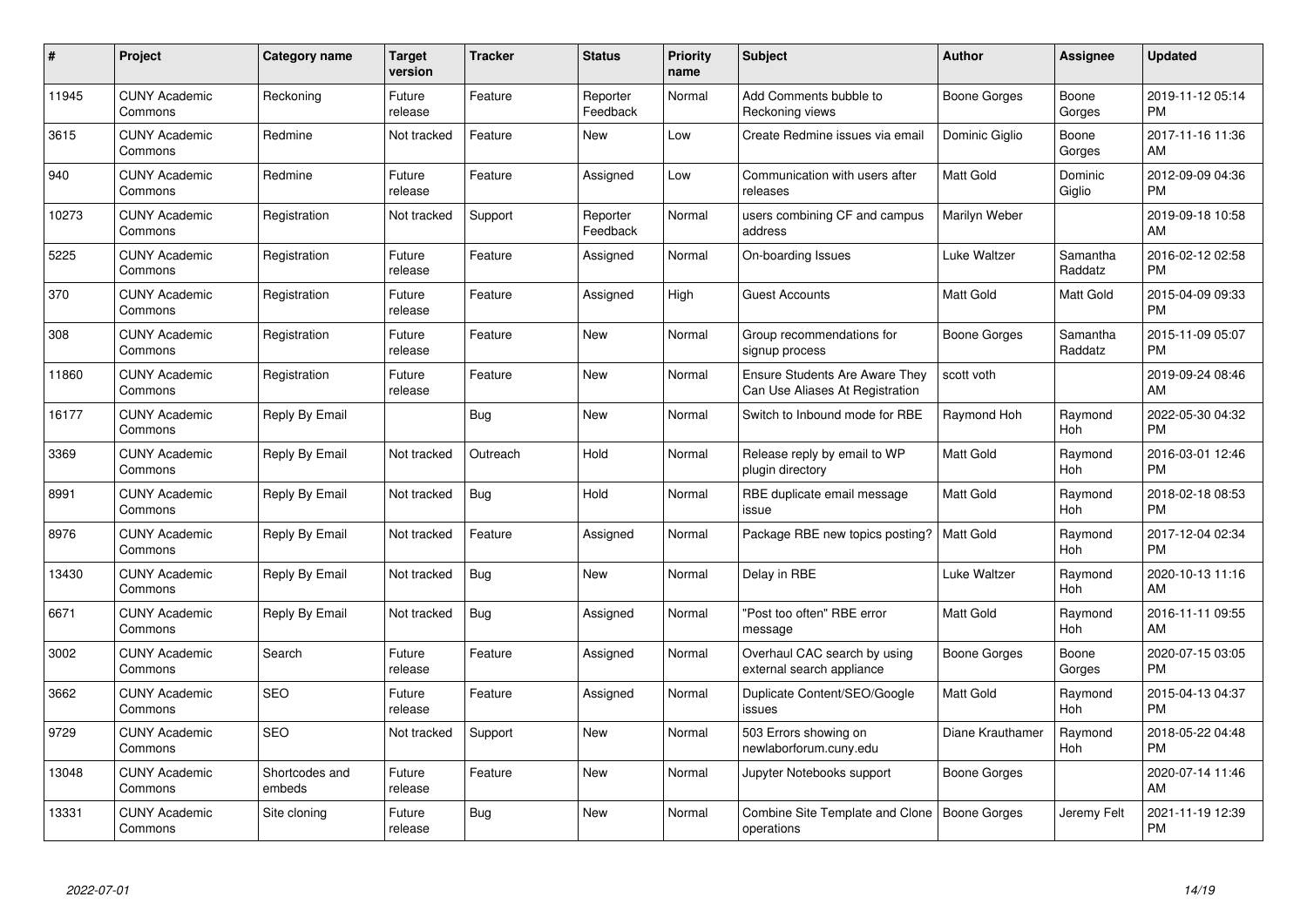| # | Project | Category name | Target version | Tracker | Status | Priority name | Subject | Author | Assignee | Updated |
|---|---|---|---|---|---|---|---|---|---|---|
| 11945 | CUNY Academic Commons | Reckoning | Future release | Feature | Reporter Feedback | Normal | Add Comments bubble to Reckoning views | Boone Gorges | Boone Gorges | 2019-11-12 05:14 PM |
| 3615 | CUNY Academic Commons | Redmine | Not tracked | Feature | New | Low | Create Redmine issues via email | Dominic Giglio | Boone Gorges | 2017-11-16 11:36 AM |
| 940 | CUNY Academic Commons | Redmine | Future release | Feature | Assigned | Low | Communication with users after releases | Matt Gold | Dominic Giglio | 2012-09-09 04:36 PM |
| 10273 | CUNY Academic Commons | Registration | Not tracked | Support | Reporter Feedback | Normal | users combining CF and campus address | Marilyn Weber | | 2019-09-18 10:58 AM |
| 5225 | CUNY Academic Commons | Registration | Future release | Feature | Assigned | Normal | On-boarding Issues | Luke Waltzer | Samantha Raddatz | 2016-02-12 02:58 PM |
| 370 | CUNY Academic Commons | Registration | Future release | Feature | Assigned | High | Guest Accounts | Matt Gold | Matt Gold | 2015-04-09 09:33 PM |
| 308 | CUNY Academic Commons | Registration | Future release | Feature | New | Normal | Group recommendations for signup process | Boone Gorges | Samantha Raddatz | 2015-11-09 05:07 PM |
| 11860 | CUNY Academic Commons | Registration | Future release | Feature | New | Normal | Ensure Students Are Aware They Can Use Aliases At Registration | scott voth | | 2019-09-24 08:46 AM |
| 16177 | CUNY Academic Commons | Reply By Email | | Bug | New | Normal | Switch to Inbound mode for RBE | Raymond Hoh | Raymond Hoh | 2022-05-30 04:32 PM |
| 3369 | CUNY Academic Commons | Reply By Email | Not tracked | Outreach | Hold | Normal | Release reply by email to WP plugin directory | Matt Gold | Raymond Hoh | 2016-03-01 12:46 PM |
| 8991 | CUNY Academic Commons | Reply By Email | Not tracked | Bug | Hold | Normal | RBE duplicate email message issue | Matt Gold | Raymond Hoh | 2018-02-18 08:53 PM |
| 8976 | CUNY Academic Commons | Reply By Email | Not tracked | Feature | Assigned | Normal | Package RBE new topics posting? | Matt Gold | Raymond Hoh | 2017-12-04 02:34 PM |
| 13430 | CUNY Academic Commons | Reply By Email | Not tracked | Bug | New | Normal | Delay in RBE | Luke Waltzer | Raymond Hoh | 2020-10-13 11:16 AM |
| 6671 | CUNY Academic Commons | Reply By Email | Not tracked | Bug | Assigned | Normal | "Post too often" RBE error message | Matt Gold | Raymond Hoh | 2016-11-11 09:55 AM |
| 3002 | CUNY Academic Commons | Search | Future release | Feature | Assigned | Normal | Overhaul CAC search by using external search appliance | Boone Gorges | Boone Gorges | 2020-07-15 03:05 PM |
| 3662 | CUNY Academic Commons | SEO | Future release | Feature | Assigned | Normal | Duplicate Content/SEO/Google issues | Matt Gold | Raymond Hoh | 2015-04-13 04:37 PM |
| 9729 | CUNY Academic Commons | SEO | Not tracked | Support | New | Normal | 503 Errors showing on newlaborforum.cuny.edu | Diane Krauthamer | Raymond Hoh | 2018-05-22 04:48 PM |
| 13048 | CUNY Academic Commons | Shortcodes and embeds | Future release | Feature | New | Normal | Jupyter Notebooks support | Boone Gorges | | 2020-07-14 11:46 AM |
| 13331 | CUNY Academic Commons | Site cloning | Future release | Bug | New | Normal | Combine Site Template and Clone operations | Boone Gorges | Jeremy Felt | 2021-11-19 12:39 PM |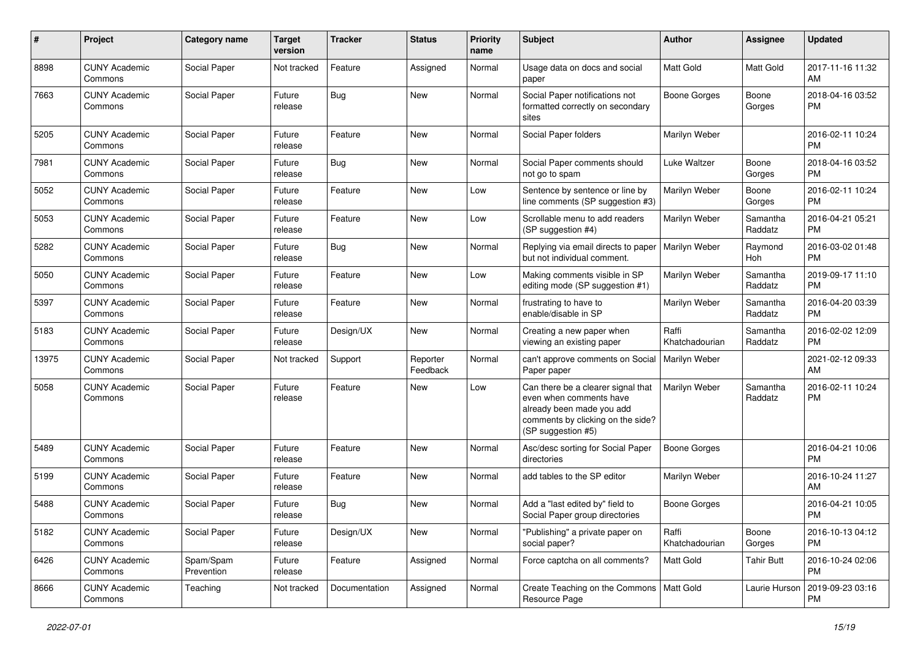| # | Project | Category name | Target version | Tracker | Status | Priority name | Subject | Author | Assignee | Updated |
|---|---|---|---|---|---|---|---|---|---|---|
| 8898 | CUNY Academic Commons | Social Paper | Not tracked | Feature | Assigned | Normal | Usage data on docs and social paper | Matt Gold | Matt Gold | 2017-11-16 11:32 AM |
| 7663 | CUNY Academic Commons | Social Paper | Future release | Bug | New | Normal | Social Paper notifications not formatted correctly on secondary sites | Boone Gorges | Boone Gorges | 2018-04-16 03:52 PM |
| 5205 | CUNY Academic Commons | Social Paper | Future release | Feature | New | Normal | Social Paper folders | Marilyn Weber | | 2016-02-11 10:24 PM |
| 7981 | CUNY Academic Commons | Social Paper | Future release | Bug | New | Normal | Social Paper comments should not go to spam | Luke Waltzer | Boone Gorges | 2018-04-16 03:52 PM |
| 5052 | CUNY Academic Commons | Social Paper | Future release | Feature | New | Low | Sentence by sentence or line by line comments (SP suggestion #3) | Marilyn Weber | Boone Gorges | 2016-02-11 10:24 PM |
| 5053 | CUNY Academic Commons | Social Paper | Future release | Feature | New | Low | Scrollable menu to add readers (SP suggestion #4) | Marilyn Weber | Samantha Raddatz | 2016-04-21 05:21 PM |
| 5282 | CUNY Academic Commons | Social Paper | Future release | Bug | New | Normal | Replying via email directs to paper but not individual comment. | Marilyn Weber | Raymond Hoh | 2016-03-02 01:48 PM |
| 5050 | CUNY Academic Commons | Social Paper | Future release | Feature | New | Low | Making comments visible in SP editing mode (SP suggestion #1) | Marilyn Weber | Samantha Raddatz | 2019-09-17 11:10 PM |
| 5397 | CUNY Academic Commons | Social Paper | Future release | Feature | New | Normal | frustrating to have to enable/disable in SP | Marilyn Weber | Samantha Raddatz | 2016-04-20 03:39 PM |
| 5183 | CUNY Academic Commons | Social Paper | Future release | Design/UX | New | Normal | Creating a new paper when viewing an existing paper | Raffi Khatchadourian | Samantha Raddatz | 2016-02-02 12:09 PM |
| 13975 | CUNY Academic Commons | Social Paper | Not tracked | Support | Reporter Feedback | Normal | can't approve comments on Social Paper paper | Marilyn Weber | | 2021-02-12 09:33 AM |
| 5058 | CUNY Academic Commons | Social Paper | Future release | Feature | New | Low | Can there be a clearer signal that even when comments have already been made you add comments by clicking on the side? (SP suggestion #5) | Marilyn Weber | Samantha Raddatz | 2016-02-11 10:24 PM |
| 5489 | CUNY Academic Commons | Social Paper | Future release | Feature | New | Normal | Asc/desc sorting for Social Paper directories | Boone Gorges | | 2016-04-21 10:06 PM |
| 5199 | CUNY Academic Commons | Social Paper | Future release | Feature | New | Normal | add tables to the SP editor | Marilyn Weber | | 2016-10-24 11:27 AM |
| 5488 | CUNY Academic Commons | Social Paper | Future release | Bug | New | Normal | Add a "last edited by" field to Social Paper group directories | Boone Gorges | | 2016-04-21 10:05 PM |
| 5182 | CUNY Academic Commons | Social Paper | Future release | Design/UX | New | Normal | "Publishing" a private paper on social paper? | Raffi Khatchadourian | Boone Gorges | 2016-10-13 04:12 PM |
| 6426 | CUNY Academic Commons | Spam/Spam Prevention | Future release | Feature | Assigned | Normal | Force captcha on all comments? | Matt Gold | Tahir Butt | 2016-10-24 02:06 PM |
| 8666 | CUNY Academic Commons | Teaching | Not tracked | Documentation | Assigned | Normal | Create Teaching on the Commons Resource Page | Matt Gold | Laurie Hurson | 2019-09-23 03:16 PM |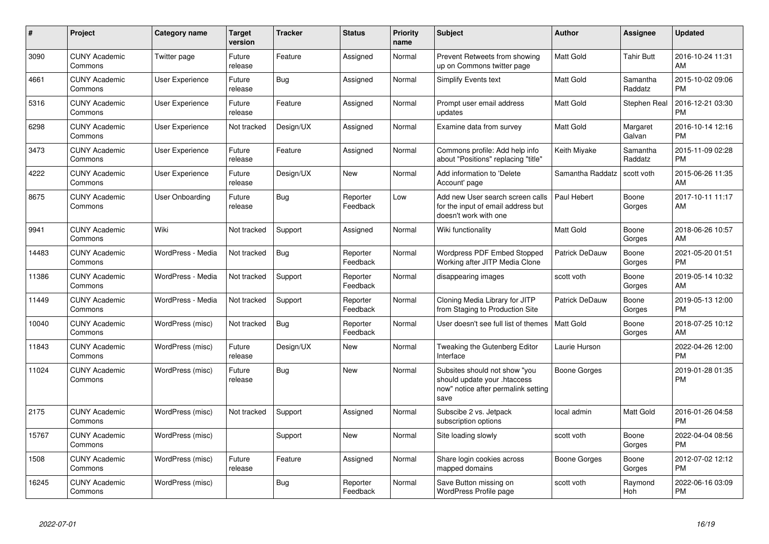| # | Project | Category name | Target version | Tracker | Status | Priority name | Subject | Author | Assignee | Updated |
|---|---|---|---|---|---|---|---|---|---|---|
| 3090 | CUNY Academic Commons | Twitter page | Future release | Feature | Assigned | Normal | Prevent Retweets from showing up on Commons twitter page | Matt Gold | Tahir Butt | 2016-10-24 11:31 AM |
| 4661 | CUNY Academic Commons | User Experience | Future release | Bug | Assigned | Normal | Simplify Events text | Matt Gold | Samantha Raddatz | 2015-10-02 09:06 PM |
| 5316 | CUNY Academic Commons | User Experience | Future release | Feature | Assigned | Normal | Prompt user email address updates | Matt Gold | Stephen Real | 2016-12-21 03:30 PM |
| 6298 | CUNY Academic Commons | User Experience | Not tracked | Design/UX | Assigned | Normal | Examine data from survey | Matt Gold | Margaret Galvan | 2016-10-14 12:16 PM |
| 3473 | CUNY Academic Commons | User Experience | Future release | Feature | Assigned | Normal | Commons profile: Add help info about "Positions" replacing "title" | Keith Miyake | Samantha Raddatz | 2015-11-09 02:28 PM |
| 4222 | CUNY Academic Commons | User Experience | Future release | Design/UX | New | Normal | Add information to 'Delete Account' page | Samantha Raddatz | scott voth | 2015-06-26 11:35 AM |
| 8675 | CUNY Academic Commons | User Onboarding | Future release | Bug | Reporter Feedback | Low | Add new User search screen calls for the input of email address but doesn't work with one | Paul Hebert | Boone Gorges | 2017-10-11 11:17 AM |
| 9941 | CUNY Academic Commons | Wiki | Not tracked | Support | Assigned | Normal | Wiki functionality | Matt Gold | Boone Gorges | 2018-06-26 10:57 AM |
| 14483 | CUNY Academic Commons | WordPress - Media | Not tracked | Bug | Reporter Feedback | Normal | Wordpress PDF Embed Stopped Working after JITP Media Clone | Patrick DeDauw | Boone Gorges | 2021-05-20 01:51 PM |
| 11386 | CUNY Academic Commons | WordPress - Media | Not tracked | Support | Reporter Feedback | Normal | disappearing images | scott voth | Boone Gorges | 2019-05-14 10:32 AM |
| 11449 | CUNY Academic Commons | WordPress - Media | Not tracked | Support | Reporter Feedback | Normal | Cloning Media Library for JITP from Staging to Production Site | Patrick DeDauw | Boone Gorges | 2019-05-13 12:00 PM |
| 10040 | CUNY Academic Commons | WordPress (misc) | Not tracked | Bug | Reporter Feedback | Normal | User doesn't see full list of themes | Matt Gold | Boone Gorges | 2018-07-25 10:12 AM |
| 11843 | CUNY Academic Commons | WordPress (misc) | Future release | Design/UX | New | Normal | Tweaking the Gutenberg Editor Interface | Laurie Hurson | | 2022-04-26 12:00 PM |
| 11024 | CUNY Academic Commons | WordPress (misc) | Future release | Bug | New | Normal | Subsites should not show "you should update your .htaccess now" notice after permalink setting save | Boone Gorges | | 2019-01-28 01:35 PM |
| 2175 | CUNY Academic Commons | WordPress (misc) | Not tracked | Support | Assigned | Normal | Subscibe 2 vs. Jetpack subscription options | local admin | Matt Gold | 2016-01-26 04:58 PM |
| 15767 | CUNY Academic Commons | WordPress (misc) | | Support | New | Normal | Site loading slowly | scott voth | Boone Gorges | 2022-04-04 08:56 PM |
| 1508 | CUNY Academic Commons | WordPress (misc) | Future release | Feature | Assigned | Normal | Share login cookies across mapped domains | Boone Gorges | Boone Gorges | 2012-07-02 12:12 PM |
| 16245 | CUNY Academic Commons | WordPress (misc) | | Bug | Reporter Feedback | Normal | Save Button missing on WordPress Profile page | scott voth | Raymond Hoh | 2022-06-16 03:09 PM |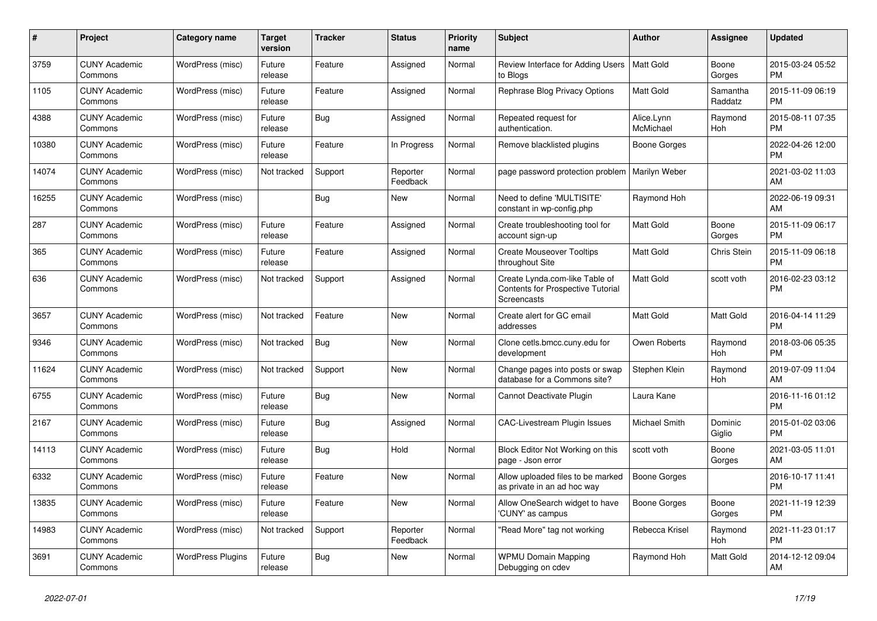| # | Project | Category name | Target version | Tracker | Status | Priority name | Subject | Author | Assignee | Updated |
|---|---|---|---|---|---|---|---|---|---|---|
| 3759 | CUNY Academic Commons | WordPress (misc) | Future release | Feature | Assigned | Normal | Review Interface for Adding Users to Blogs | Matt Gold | Boone Gorges | 2015-03-24 05:52 PM |
| 1105 | CUNY Academic Commons | WordPress (misc) | Future release | Feature | Assigned | Normal | Rephrase Blog Privacy Options | Matt Gold | Samantha Raddatz | 2015-11-09 06:19 PM |
| 4388 | CUNY Academic Commons | WordPress (misc) | Future release | Bug | Assigned | Normal | Repeated request for authentication. | Alice.Lynn McMichael | Raymond Hoh | 2015-08-11 07:35 PM |
| 10380 | CUNY Academic Commons | WordPress (misc) | Future release | Feature | In Progress | Normal | Remove blacklisted plugins | Boone Gorges | | 2022-04-26 12:00 PM |
| 14074 | CUNY Academic Commons | WordPress (misc) | Not tracked | Support | Reporter Feedback | Normal | page password protection problem | Marilyn Weber | | 2021-03-02 11:03 AM |
| 16255 | CUNY Academic Commons | WordPress (misc) | | Bug | New | Normal | Need to define 'MULTISITE' constant in wp-config.php | Raymond Hoh | | 2022-06-19 09:31 AM |
| 287 | CUNY Academic Commons | WordPress (misc) | Future release | Feature | Assigned | Normal | Create troubleshooting tool for account sign-up | Matt Gold | Boone Gorges | 2015-11-09 06:17 PM |
| 365 | CUNY Academic Commons | WordPress (misc) | Future release | Feature | Assigned | Normal | Create Mouseover Tooltips throughout Site | Matt Gold | Chris Stein | 2015-11-09 06:18 PM |
| 636 | CUNY Academic Commons | WordPress (misc) | Not tracked | Support | Assigned | Normal | Create Lynda.com-like Table of Contents for Prospective Tutorial Screencasts | Matt Gold | scott voth | 2016-02-23 03:12 PM |
| 3657 | CUNY Academic Commons | WordPress (misc) | Not tracked | Feature | New | Normal | Create alert for GC email addresses | Matt Gold | Matt Gold | 2016-04-14 11:29 PM |
| 9346 | CUNY Academic Commons | WordPress (misc) | Not tracked | Bug | New | Normal | Clone cetls.bmcc.cuny.edu for development | Owen Roberts | Raymond Hoh | 2018-03-06 05:35 PM |
| 11624 | CUNY Academic Commons | WordPress (misc) | Not tracked | Support | New | Normal | Change pages into posts or swap database for a Commons site? | Stephen Klein | Raymond Hoh | 2019-07-09 11:04 AM |
| 6755 | CUNY Academic Commons | WordPress (misc) | Future release | Bug | New | Normal | Cannot Deactivate Plugin | Laura Kane | | 2016-11-16 01:12 PM |
| 2167 | CUNY Academic Commons | WordPress (misc) | Future release | Bug | Assigned | Normal | CAC-Livestream Plugin Issues | Michael Smith | Dominic Giglio | 2015-01-02 03:06 PM |
| 14113 | CUNY Academic Commons | WordPress (misc) | Future release | Bug | Hold | Normal | Block Editor Not Working on this page - Json error | scott voth | Boone Gorges | 2021-03-05 11:01 AM |
| 6332 | CUNY Academic Commons | WordPress (misc) | Future release | Feature | New | Normal | Allow uploaded files to be marked as private in an ad hoc way | Boone Gorges | | 2016-10-17 11:41 PM |
| 13835 | CUNY Academic Commons | WordPress (misc) | Future release | Feature | New | Normal | Allow OneSearch widget to have 'CUNY' as campus | Boone Gorges | Boone Gorges | 2021-11-19 12:39 PM |
| 14983 | CUNY Academic Commons | WordPress (misc) | Not tracked | Support | Reporter Feedback | Normal | "Read More" tag not working | Rebecca Krisel | Raymond Hoh | 2021-11-23 01:17 PM |
| 3691 | CUNY Academic Commons | WordPress Plugins | Future release | Bug | New | Normal | WPMU Domain Mapping Debugging on cdev | Raymond Hoh | Matt Gold | 2014-12-12 09:04 AM |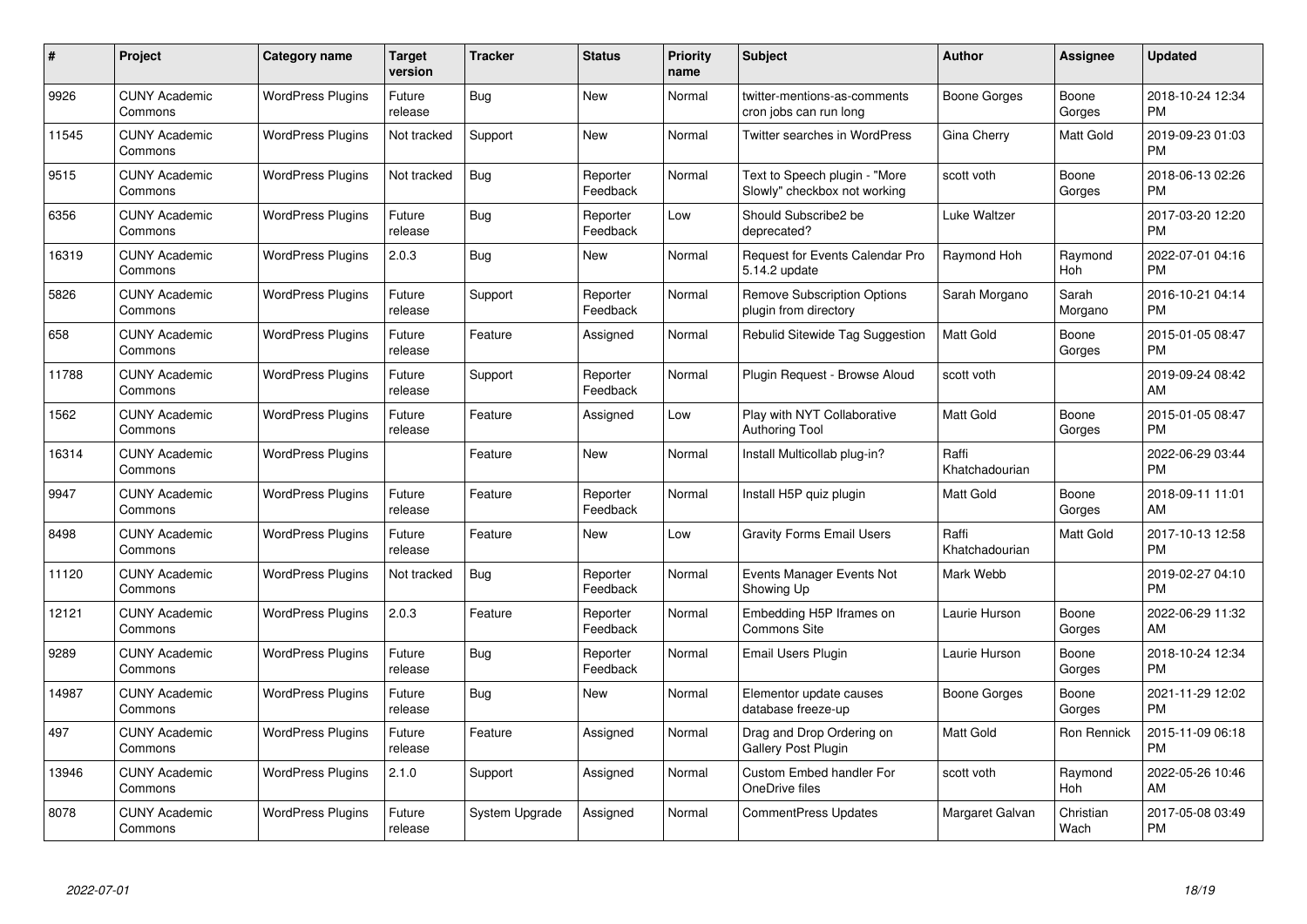| # | Project | Category name | Target version | Tracker | Status | Priority name | Subject | Author | Assignee | Updated |
|---|---|---|---|---|---|---|---|---|---|---|
| 9926 | CUNY Academic Commons | WordPress Plugins | Future release | Bug | New | Normal | twitter-mentions-as-comments cron jobs can run long | Boone Gorges | Boone Gorges | 2018-10-24 12:34 PM |
| 11545 | CUNY Academic Commons | WordPress Plugins | Not tracked | Support | New | Normal | Twitter searches in WordPress | Gina Cherry | Matt Gold | 2019-09-23 01:03 PM |
| 9515 | CUNY Academic Commons | WordPress Plugins | Not tracked | Bug | Reporter Feedback | Normal | Text to Speech plugin - "More Slowly" checkbox not working | scott voth | Boone Gorges | 2018-06-13 02:26 PM |
| 6356 | CUNY Academic Commons | WordPress Plugins | Future release | Bug | Reporter Feedback | Low | Should Subscribe2 be deprecated? | Luke Waltzer | | 2017-03-20 12:20 PM |
| 16319 | CUNY Academic Commons | WordPress Plugins | 2.0.3 | Bug | New | Normal | Request for Events Calendar Pro 5.14.2 update | Raymond Hoh | Raymond Hoh | 2022-07-01 04:16 PM |
| 5826 | CUNY Academic Commons | WordPress Plugins | Future release | Support | Reporter Feedback | Normal | Remove Subscription Options plugin from directory | Sarah Morgano | Sarah Morgano | 2016-10-21 04:14 PM |
| 658 | CUNY Academic Commons | WordPress Plugins | Future release | Feature | Assigned | Normal | Rebulid Sitewide Tag Suggestion | Matt Gold | Boone Gorges | 2015-01-05 08:47 PM |
| 11788 | CUNY Academic Commons | WordPress Plugins | Future release | Support | Reporter Feedback | Normal | Plugin Request - Browse Aloud | scott voth | | 2019-09-24 08:42 AM |
| 1562 | CUNY Academic Commons | WordPress Plugins | Future release | Feature | Assigned | Low | Play with NYT Collaborative Authoring Tool | Matt Gold | Boone Gorges | 2015-01-05 08:47 PM |
| 16314 | CUNY Academic Commons | WordPress Plugins | | Feature | New | Normal | Install Multicollab plug-in? | Raffi Khatchadourian | | 2022-06-29 03:44 PM |
| 9947 | CUNY Academic Commons | WordPress Plugins | Future release | Feature | Reporter Feedback | Normal | Install H5P quiz plugin | Matt Gold | Boone Gorges | 2018-09-11 11:01 AM |
| 8498 | CUNY Academic Commons | WordPress Plugins | Future release | Feature | New | Low | Gravity Forms Email Users | Raffi Khatchadourian | Matt Gold | 2017-10-13 12:58 PM |
| 11120 | CUNY Academic Commons | WordPress Plugins | Not tracked | Bug | Reporter Feedback | Normal | Events Manager Events Not Showing Up | Mark Webb | | 2019-02-27 04:10 PM |
| 12121 | CUNY Academic Commons | WordPress Plugins | 2.0.3 | Feature | Reporter Feedback | Normal | Embedding H5P Iframes on Commons Site | Laurie Hurson | Boone Gorges | 2022-06-29 11:32 AM |
| 9289 | CUNY Academic Commons | WordPress Plugins | Future release | Bug | Reporter Feedback | Normal | Email Users Plugin | Laurie Hurson | Boone Gorges | 2018-10-24 12:34 PM |
| 14987 | CUNY Academic Commons | WordPress Plugins | Future release | Bug | New | Normal | Elementor update causes database freeze-up | Boone Gorges | Boone Gorges | 2021-11-29 12:02 PM |
| 497 | CUNY Academic Commons | WordPress Plugins | Future release | Feature | Assigned | Normal | Drag and Drop Ordering on Gallery Post Plugin | Matt Gold | Ron Rennick | 2015-11-09 06:18 PM |
| 13946 | CUNY Academic Commons | WordPress Plugins | 2.1.0 | Support | Assigned | Normal | Custom Embed handler For OneDrive files | scott voth | Raymond Hoh | 2022-05-26 10:46 AM |
| 8078 | CUNY Academic Commons | WordPress Plugins | Future release | System Upgrade | Assigned | Normal | CommentPress Updates | Margaret Galvan | Christian Wach | 2017-05-08 03:49 PM |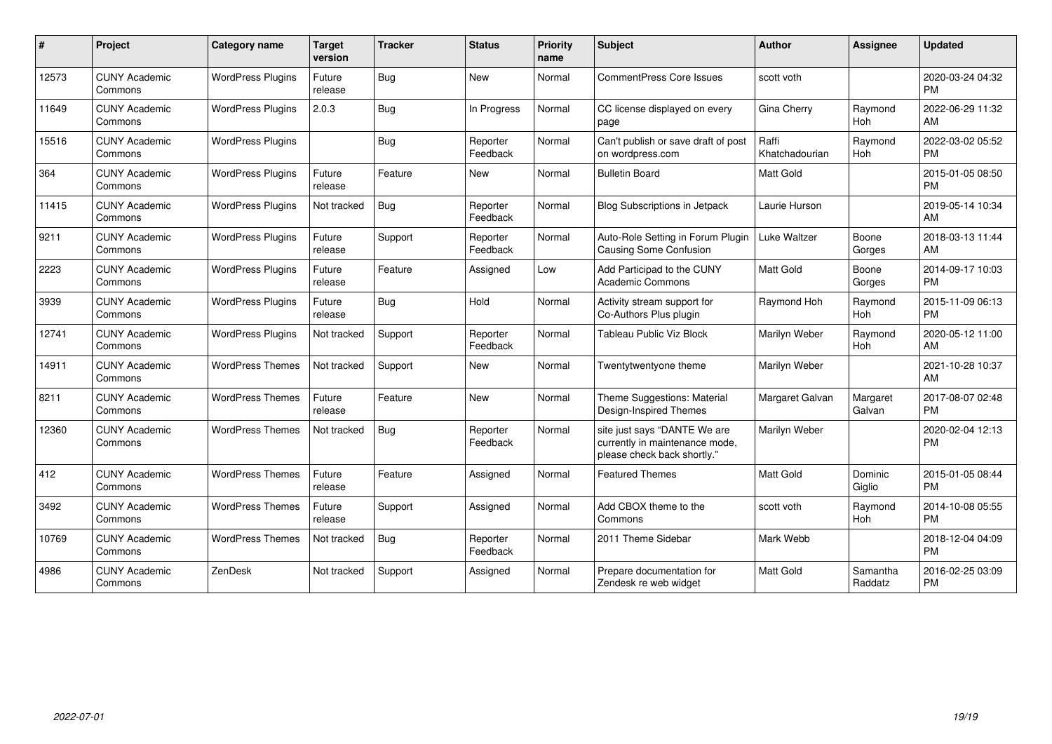| # | Project | Category name | Target version | Tracker | Status | Priority name | Subject | Author | Assignee | Updated |
|---|---|---|---|---|---|---|---|---|---|---|
| 12573 | CUNY Academic Commons | WordPress Plugins | Future release | Bug | New | Normal | CommentPress Core Issues | scott voth | | 2020-03-24 04:32 PM |
| 11649 | CUNY Academic Commons | WordPress Plugins | 2.0.3 | Bug | In Progress | Normal | CC license displayed on every page | Gina Cherry | Raymond Hoh | 2022-06-29 11:32 AM |
| 15516 | CUNY Academic Commons | WordPress Plugins | | Bug | Reporter Feedback | Normal | Can't publish or save draft of post on wordpress.com | Raffi Khatchadourian | Raymond Hoh | 2022-03-02 05:52 PM |
| 364 | CUNY Academic Commons | WordPress Plugins | Future release | Feature | New | Normal | Bulletin Board | Matt Gold | | 2015-01-05 08:50 PM |
| 11415 | CUNY Academic Commons | WordPress Plugins | Not tracked | Bug | Reporter Feedback | Normal | Blog Subscriptions in Jetpack | Laurie Hurson | | 2019-05-14 10:34 AM |
| 9211 | CUNY Academic Commons | WordPress Plugins | Future release | Support | Reporter Feedback | Normal | Auto-Role Setting in Forum Plugin Causing Some Confusion | Luke Waltzer | Boone Gorges | 2018-03-13 11:44 AM |
| 2223 | CUNY Academic Commons | WordPress Plugins | Future release | Feature | Assigned | Low | Add Participad to the CUNY Academic Commons | Matt Gold | Boone Gorges | 2014-09-17 10:03 PM |
| 3939 | CUNY Academic Commons | WordPress Plugins | Future release | Bug | Hold | Normal | Activity stream support for Co-Authors Plus plugin | Raymond Hoh | Raymond Hoh | 2015-11-09 06:13 PM |
| 12741 | CUNY Academic Commons | WordPress Plugins | Not tracked | Support | Reporter Feedback | Normal | Tableau Public Viz Block | Marilyn Weber | Raymond Hoh | 2020-05-12 11:00 AM |
| 14911 | CUNY Academic Commons | WordPress Themes | Not tracked | Support | New | Normal | Twentytwentyone theme | Marilyn Weber | | 2021-10-28 10:37 AM |
| 8211 | CUNY Academic Commons | WordPress Themes | Future release | Feature | New | Normal | Theme Suggestions: Material Design-Inspired Themes | Margaret Galvan | Margaret Galvan | 2017-08-07 02:48 PM |
| 12360 | CUNY Academic Commons | WordPress Themes | Not tracked | Bug | Reporter Feedback | Normal | site just says "DANTE We are currently in maintenance mode, please check back shortly." | Marilyn Weber | | 2020-02-04 12:13 PM |
| 412 | CUNY Academic Commons | WordPress Themes | Future release | Feature | Assigned | Normal | Featured Themes | Matt Gold | Dominic Giglio | 2015-01-05 08:44 PM |
| 3492 | CUNY Academic Commons | WordPress Themes | Future release | Support | Assigned | Normal | Add CBOX theme to the Commons | scott voth | Raymond Hoh | 2014-10-08 05:55 PM |
| 10769 | CUNY Academic Commons | WordPress Themes | Not tracked | Bug | Reporter Feedback | Normal | 2011 Theme Sidebar | Mark Webb | | 2018-12-04 04:09 PM |
| 4986 | CUNY Academic Commons | ZenDesk | Not tracked | Support | Assigned | Normal | Prepare documentation for Zendesk re web widget | Matt Gold | Samantha Raddatz | 2016-02-25 03:09 PM |